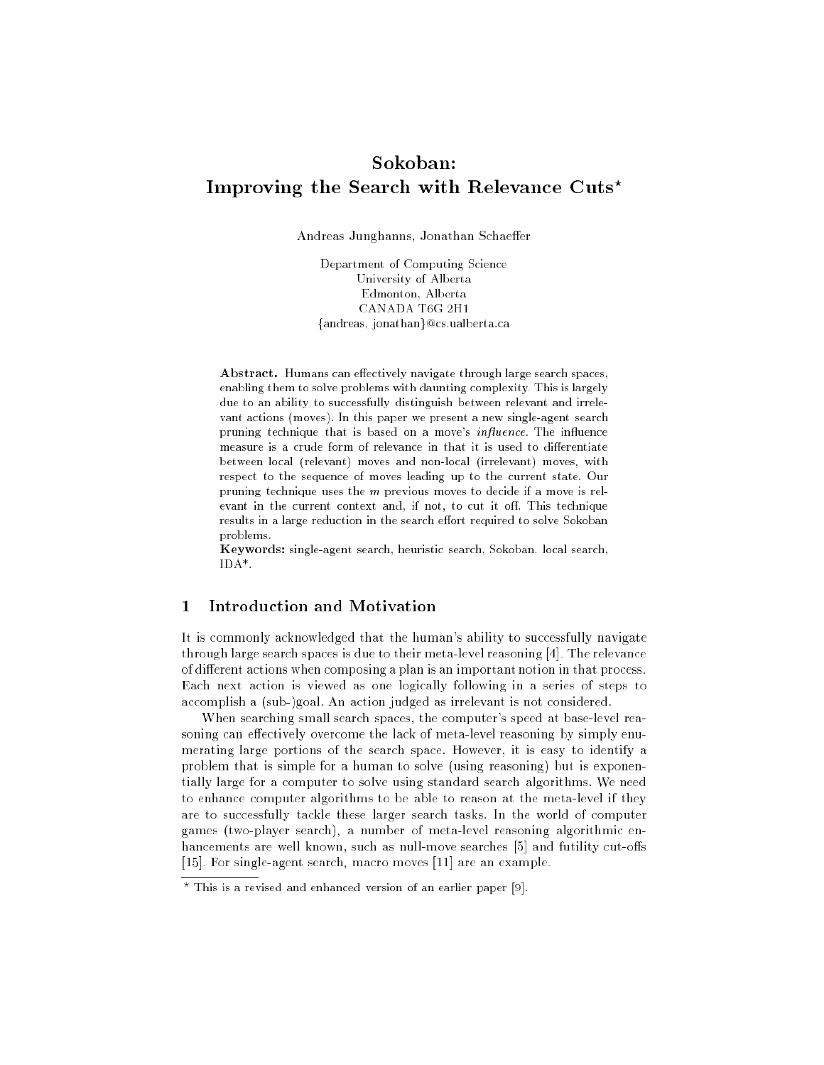# Sokoban: Improving the Search with Relevance Cuts*

Andreas Junghanns, Jonathan Schaeffer

Department of Computing Science
University of Alberta
Edmonton, Alberta
CANADA T6G 2H1
{andreas, jonathan}@cs.ualberta.ca

**Abstract.** Humans can effectively navigate through large search spaces, enabling them to solve problems with daunting complexity. This is largely due to an ability to successfully distinguish between relevant and irrelevant actions (moves). In this paper we present a new single-agent search pruning technique that is based on a move's *influence*. The influence measure is a crude form of relevance in that it is used to differentiate between local (relevant) moves and non-local (irrelevant) moves, with respect to the sequence of moves leading up to the current state. Our pruning technique uses the $m$ previous moves to decide if a move is relevant in the current context and, if not, to cut it off. This technique results in a large reduction in the search effort required to solve Sokoban problems.

**Keywords:** single-agent search, heuristic search, Sokoban, local search, IDA*.

## 1 Introduction and Motivation

It is commonly acknowledged that the human's ability to successfully navigate through large search spaces is due to their meta-level reasoning [4]. The relevance of different actions when composing a plan is an important notion in that process. Each next action is viewed as one logically following in a series of steps to accomplish a (sub-)goal. An action judged as irrelevant is not considered.

When searching small search spaces, the computer's speed at base-level reasoning can effectively overcome the lack of meta-level reasoning by simply enumerating large portions of the search space. However, it is easy to identify a problem that is simple for a human to solve (using reasoning) but is exponentially large for a computer to solve using standard search algorithms. We need to enhance computer algorithms to be able to reason at the meta-level if they are to successfully tackle these larger search tasks. In the world of computer games (two-player search), a number of meta-level reasoning algorithmic enhancements are well known, such as null-move searches [5] and futility cut-offs [15]. For single-agent search, macro moves [11] are an example.

* This is a revised and enhanced version of an earlier paper [9].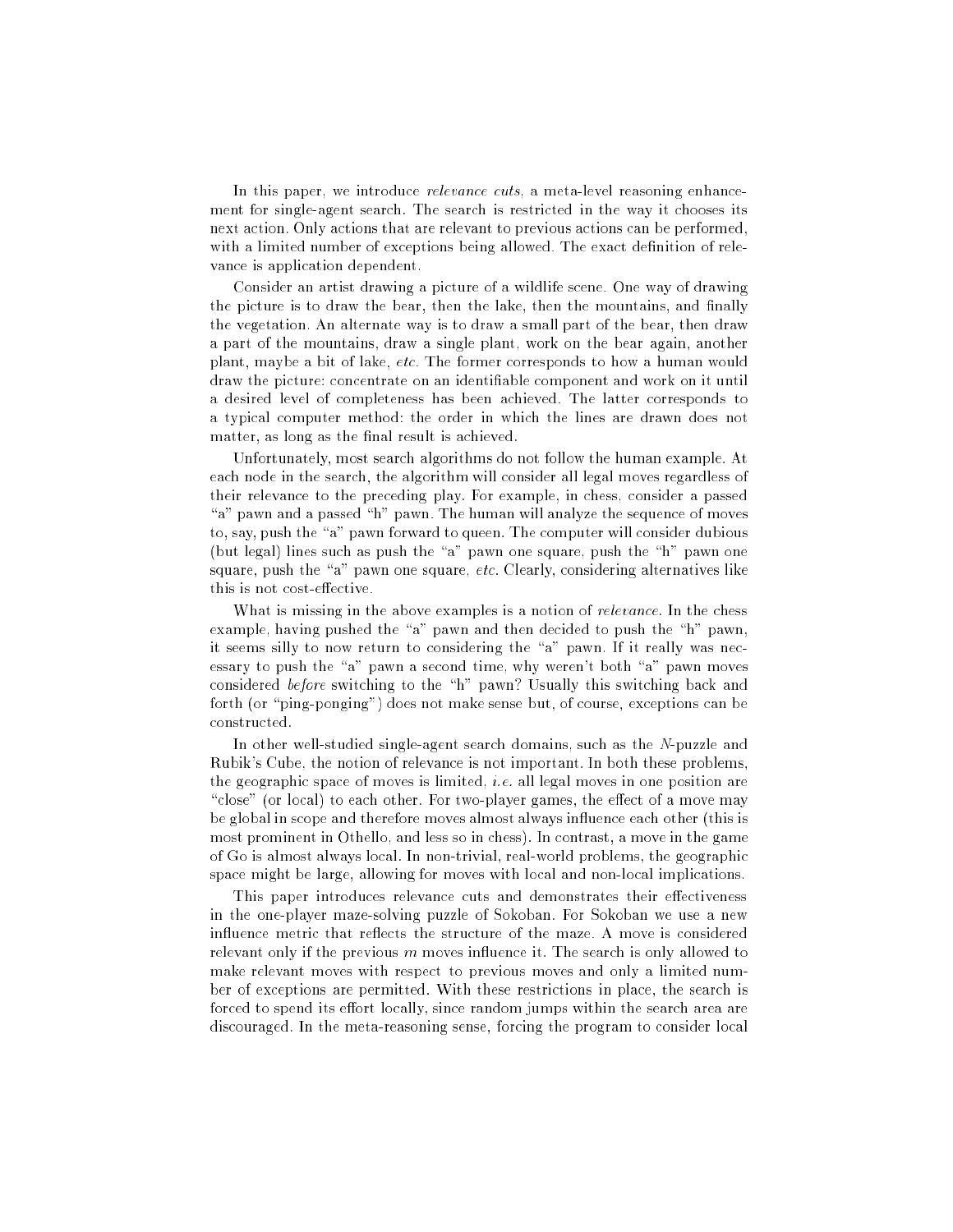In this paper, we introduce *relevance cuts*, a meta-level reasoning enhancement for single-agent search. The search is restricted in the way it chooses its next action. Only actions that are relevant to previous actions can be performed, with a limited number of exceptions being allowed. The exact definition of relevance is application dependent.

Consider an artist drawing a picture of a wildlife scene. One way of drawing the picture is to draw the bear, then the lake, then the mountains, and finally the vegetation. An alternate way is to draw a small part of the bear, then draw a part of the mountains, draw a single plant, work on the bear again, another plant, maybe a bit of lake, *etc.* The former corresponds to how a human would draw the picture: concentrate on an identifiable component and work on it until a desired level of completeness has been achieved. The latter corresponds to a typical computer method: the order in which the lines are drawn does not matter, as long as the final result is achieved.

Unfortunately, most search algorithms do not follow the human example. At each node in the search, the algorithm will consider all legal moves regardless of their relevance to the preceding play. For example, in chess, consider a passed "a" pawn and a passed "h" pawn. The human will analyze the sequence of moves to, say, push the "a" pawn forward to queen. The computer will consider dubious (but legal) lines such as push the "a" pawn one square, push the "h" pawn one square, push the "a" pawn one square, *etc.* Clearly, considering alternatives like this is not cost-effective.

What is missing in the above examples is a notion of *relevance*. In the chess example, having pushed the "a" pawn and then decided to push the "h" pawn, it seems silly to now return to considering the "a" pawn. If it really was necessary to push the "a" pawn a second time, why weren't both "a" pawn moves considered *before* switching to the "h" pawn? Usually this switching back and forth (or "ping-ponging") does not make sense but, of course, exceptions can be constructed.

In other well-studied single-agent search domains, such as the $N$-puzzle and Rubik's Cube, the notion of relevance is not important. In both these problems, the geographic space of moves is limited, *i.e.* all legal moves in one position are "close" (or local) to each other. For two-player games, the effect of a move may be global in scope and therefore moves almost always influence each other (this is most prominent in Othello, and less so in chess). In contrast, a move in the game of Go is almost always local. In non-trivial, real-world problems, the geographic space might be large, allowing for moves with local and non-local implications.

This paper introduces relevance cuts and demonstrates their effectiveness in the one-player maze-solving puzzle of Sokoban. For Sokoban we use a new influence metric that reflects the structure of the maze. A move is considered relevant only if the previous $m$ moves influence it. The search is only allowed to make relevant moves with respect to previous moves and only a limited number of exceptions are permitted. With these restrictions in place, the search is forced to spend its effort locally, since random jumps within the search area are discouraged. In the meta-reasoning sense, forcing the program to consider local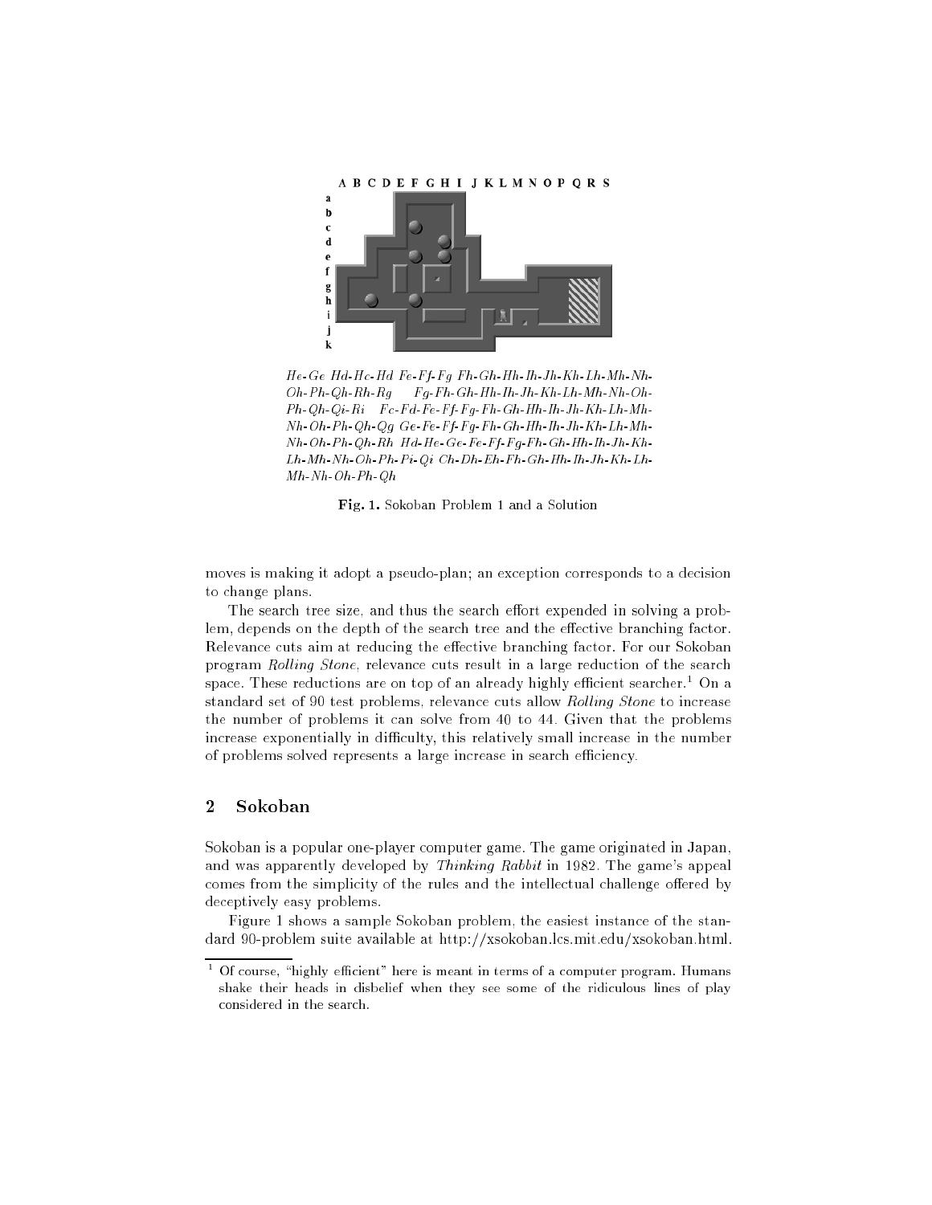A B C D E F G H I J K L M N O P Q R S

*He-Ge Hd-Hc-Hd Fe-Ff-Fg Fh-Gh-Hh-Ih-Jh-Kh-Lh-Mh-Nh-Oh-Ph-Qh-Rh-Rg Fg-Fh-Gh-Hh-Ih-Jh-Kh-Lh-Mh-Nh-Oh-Ph-Qh-Qi-Ri Fc-Fd-Fe-Ff-Fg-Fh-Gh-Hh-Ih-Jh-Kh-Lh-Mh-Nh-Oh-Ph-Qh-Qg Ge-Fe-Ff-Fg-Fh-Gh-Hh-Ih-Jh-Kh-Lh-Mh-Nh-Oh-Ph-Qh-Rh Hd-He-Ge-Fe-Ff-Fg-Fh-Gh-Hh-Ih-Jh-Kh-Lh-Mh-Nh-Oh-Ph-Pi-Qi Ch-Dh-Eh-Fh-Gh-Hh-Ih-Jh-Kh-Lh-Mh-Nh-Oh-Ph-Qh*

**Fig. 1.** Sokoban Problem 1 and a Solution

moves is making it adopt a pseudo-plan; an exception corresponds to a decision to change plans.

The search tree size, and thus the search effort expended in solving a problem, depends on the depth of the search tree and the effective branching factor. Relevance cuts aim at reducing the effective branching factor. For our Sokoban program *Rolling Stone*, relevance cuts result in a large reduction of the search space. These reductions are on top of an already highly efficient searcher.[1] On a standard set of 90 test problems, relevance cuts allow *Rolling Stone* to increase the number of problems it can solve from 40 to 44. Given that the problems increase exponentially in difficulty, this relatively small increase in the number of problems solved represents a large increase in search efficiency.

## 2 Sokoban

Sokoban is a popular one-player computer game. The game originated in Japan, and was apparently developed by *Thinking Rabbit* in 1982. The game's appeal comes from the simplicity of the rules and the intellectual challenge offered by deceptively easy problems.

Figure 1 shows a sample Sokoban problem, the easiest instance of the standard 90-problem suite available at http://xsokoban.lcs.mit.edu/xsokoban.html.

[1] Of course, "highly efficient" here is meant in terms of a computer program. Humans shake their heads in disbelief when they see some of the ridiculous lines of play considered in the search.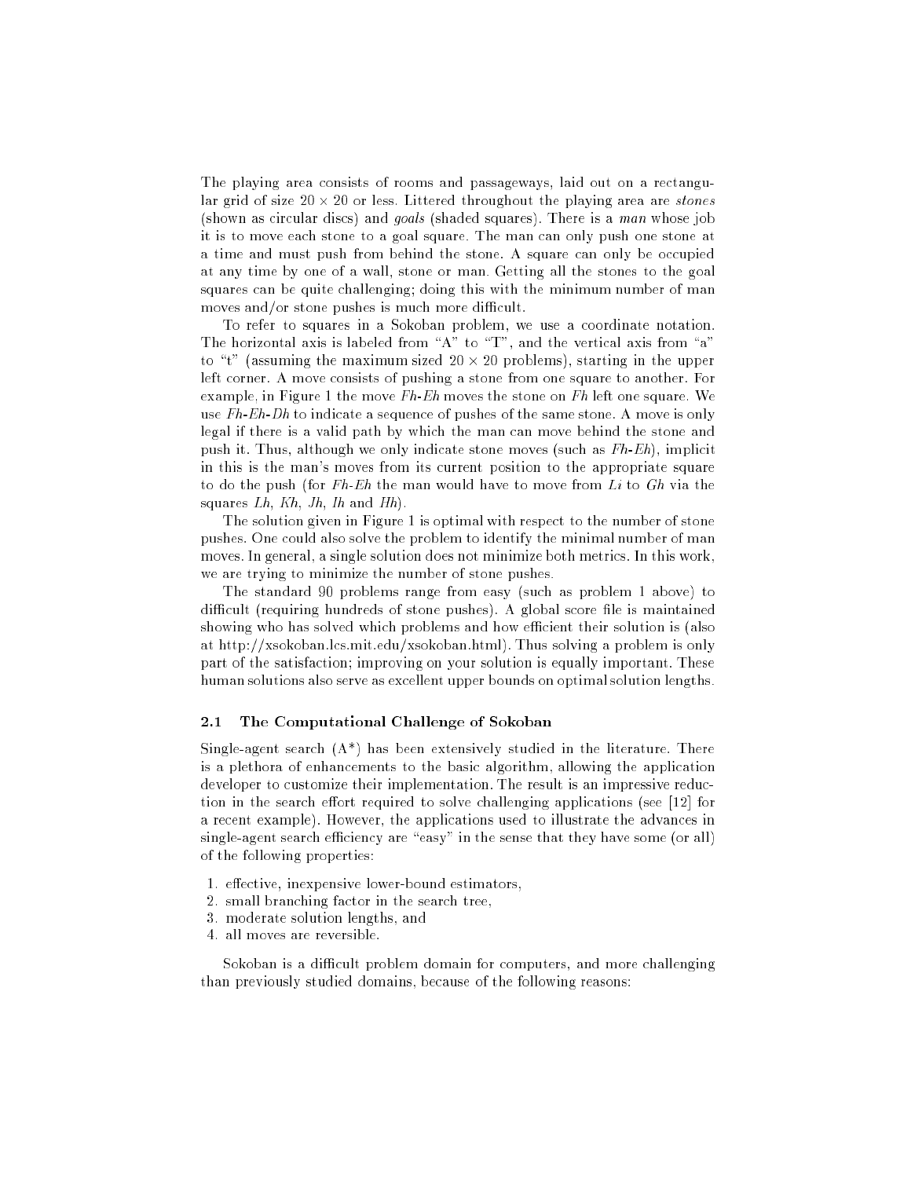The playing area consists of rooms and passageways, laid out on a rectangular grid of size $20 \times 20$ or less. Littered throughout the playing area are *stones* (shown as circular discs) and *goals* (shaded squares). There is a *man* whose job it is to move each stone to a goal square. The man can only push one stone at a time and must push from behind the stone. A square can only be occupied at any time by one of a wall, stone or man. Getting all the stones to the goal squares can be quite challenging; doing this with the minimum number of man moves and/or stone pushes is much more difficult.

To refer to squares in a Sokoban problem, we use a coordinate notation. The horizontal axis is labeled from "A" to "T", and the vertical axis from "a" to "t" (assuming the maximum sized $20 \times 20$ problems), starting in the upper left corner. A move consists of pushing a stone from one square to another. For example, in Figure 1 the move *Fh-Eh* moves the stone on *Fh* left one square. We use *Fh-Eh-Dh* to indicate a sequence of pushes of the same stone. A move is only legal if there is a valid path by which the man can move behind the stone and push it. Thus, although we only indicate stone moves (such as *Fh-Eh*), implicit in this is the man's moves from its current position to the appropriate square to do the push (for *Fh-Eh* the man would have to move from *Li* to *Gh* via the squares *Lh*, *Kh*, *Jh*, *Ih* and *Hh*).

The solution given in Figure 1 is optimal with respect to the number of stone pushes. One could also solve the problem to identify the minimal number of man moves. In general, a single solution does not minimize both metrics. In this work, we are trying to minimize the number of stone pushes.

The standard 90 problems range from easy (such as problem 1 above) to difficult (requiring hundreds of stone pushes). A global score file is maintained showing who has solved which problems and how efficient their solution is (also at http://xsokoban.lcs.mit.edu/xsokoban.html). Thus solving a problem is only part of the satisfaction; improving on your solution is equally important. These human solutions also serve as excellent upper bounds on optimal solution lengths.

### 2.1 The Computational Challenge of Sokoban

Single-agent search (A*) has been extensively studied in the literature. There is a plethora of enhancements to the basic algorithm, allowing the application developer to customize their implementation. The result is an impressive reduction in the search effort required to solve challenging applications (see [12] for a recent example). However, the applications used to illustrate the advances in single-agent search efficiency are "easy" in the sense that they have some (or all) of the following properties:

1. effective, inexpensive lower-bound estimators,
2. small branching factor in the search tree,
3. moderate solution lengths, and
4. all moves are reversible.

Sokoban is a difficult problem domain for computers, and more challenging than previously studied domains, because of the following reasons: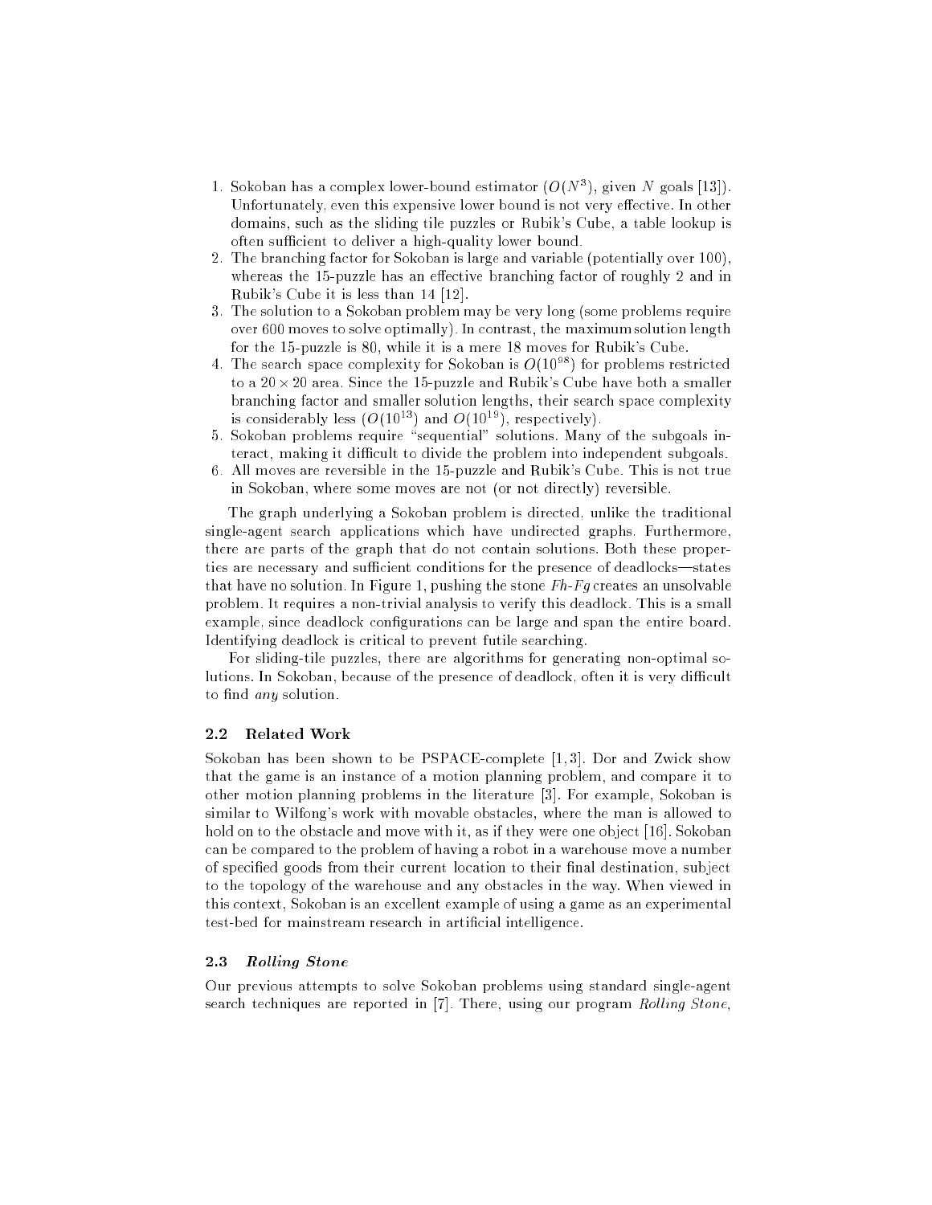1. Sokoban has a complex lower-bound estimator ($O(N^3)$, given $N$ goals [13]). Unfortunately, even this expensive lower bound is not very effective. In other domains, such as the sliding tile puzzles or Rubik's Cube, a table lookup is often sufficient to deliver a high-quality lower bound.
2. The branching factor for Sokoban is large and variable (potentially over 100), whereas the 15-puzzle has an effective branching factor of roughly 2 and in Rubik's Cube it is less than 14 [12].
3. The solution to a Sokoban problem may be very long (some problems require over 600 moves to solve optimally). In contrast, the maximum solution length for the 15-puzzle is 80, while it is a mere 18 moves for Rubik's Cube.
4. The search space complexity for Sokoban is $O(10^{98})$ for problems restricted to a $20 \times 20$ area. Since the 15-puzzle and Rubik's Cube have both a smaller branching factor and smaller solution lengths, their search space complexity is considerably less ($O(10^{13})$ and $O(10^{19})$, respectively).
5. Sokoban problems require "sequential" solutions. Many of the subgoals interact, making it difficult to divide the problem into independent subgoals.
6. All moves are reversible in the 15-puzzle and Rubik's Cube. This is not true in Sokoban, where some moves are not (or not directly) reversible.

The graph underlying a Sokoban problem is directed, unlike the traditional single-agent search applications which have undirected graphs. Furthermore, there are parts of the graph that do not contain solutions. Both these properties are necessary and sufficient conditions for the presence of deadlocks—states that have no solution. In Figure 1, pushing the stone *Fh-Fg* creates an unsolvable problem. It requires a non-trivial analysis to verify this deadlock. This is a small example, since deadlock configurations can be large and span the entire board. Identifying deadlock is critical to prevent futile searching.

For sliding-tile puzzles, there are algorithms for generating non-optimal solutions. In Sokoban, because of the presence of deadlock, often it is very difficult to find *any* solution.

### 2.2 Related Work

Sokoban has been shown to be PSPACE-complete [1, 3]. Dor and Zwick show that the game is an instance of a motion planning problem, and compare it to other motion planning problems in the literature [3]. For example, Sokoban is similar to Wilfong's work with movable obstacles, where the man is allowed to hold on to the obstacle and move with it, as if they were one object [16]. Sokoban can be compared to the problem of having a robot in a warehouse move a number of specified goods from their current location to their final destination, subject to the topology of the warehouse and any obstacles in the way. When viewed in this context, Sokoban is an excellent example of using a game as an experimental test-bed for mainstream research in artificial intelligence.

### 2.3 *Rolling Stone*

Our previous attempts to solve Sokoban problems using standard single-agent search techniques are reported in [7]. There, using our program *Rolling Stone*,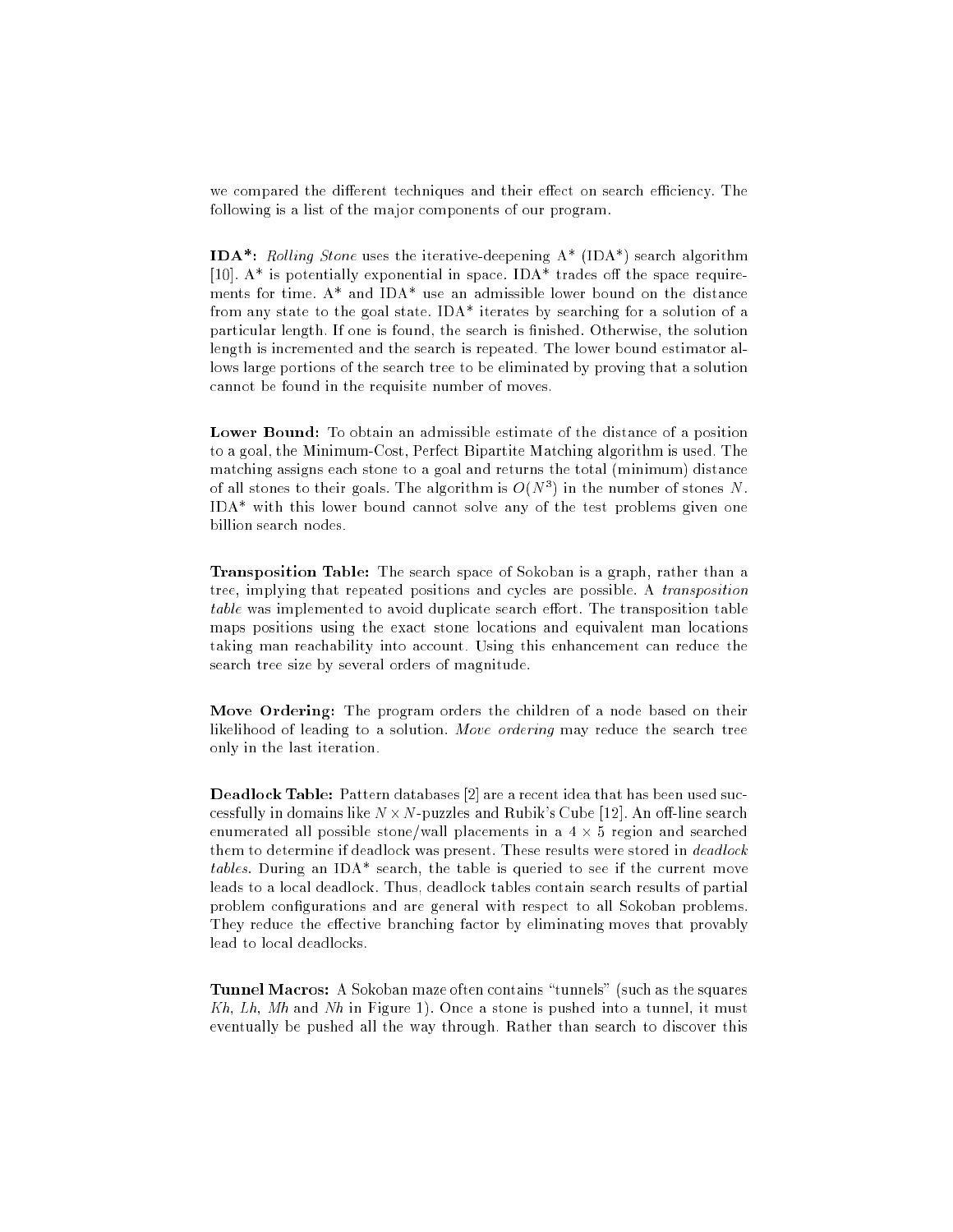we compared the different techniques and their effect on search efficiency. The following is a list of the major components of our program.

**IDA\*:** *Rolling Stone* uses the iterative-deepening A* (IDA*) search algorithm [10]. A* is potentially exponential in space. IDA* trades off the space requirements for time. A* and IDA* use an admissible lower bound on the distance from any state to the goal state. IDA* iterates by searching for a solution of a particular length. If one is found, the search is finished. Otherwise, the solution length is incremented and the search is repeated. The lower bound estimator allows large portions of the search tree to be eliminated by proving that a solution cannot be found in the requisite number of moves.

**Lower Bound:** To obtain an admissible estimate of the distance of a position to a goal, the Minimum-Cost, Perfect Bipartite Matching algorithm is used. The matching assigns each stone to a goal and returns the total (minimum) distance of all stones to their goals. The algorithm is $O(N^3)$ in the number of stones $N$. IDA* with this lower bound cannot solve any of the test problems given one billion search nodes.

**Transposition Table:** The search space of Sokoban is a graph, rather than a tree, implying that repeated positions and cycles are possible. A *transposition table* was implemented to avoid duplicate search effort. The transposition table maps positions using the exact stone locations and equivalent man locations taking man reachability into account. Using this enhancement can reduce the search tree size by several orders of magnitude.

**Move Ordering:** The program orders the children of a node based on their likelihood of leading to a solution. *Move ordering* may reduce the search tree only in the last iteration.

**Deadlock Table:** Pattern databases [2] are a recent idea that has been used successfully in domains like $N \times N$-puzzles and Rubik's Cube [12]. An off-line search enumerated all possible stone/wall placements in a $4 \times 5$ region and searched them to determine if deadlock was present. These results were stored in *deadlock tables*. During an IDA* search, the table is queried to see if the current move leads to a local deadlock. Thus, deadlock tables contain search results of partial problem configurations and are general with respect to all Sokoban problems. They reduce the effective branching factor by eliminating moves that provably lead to local deadlocks.

**Tunnel Macros:** A Sokoban maze often contains "tunnels" (such as the squares *Kh*, *Lh*, *Mh* and *Nh* in Figure 1). Once a stone is pushed into a tunnel, it must eventually be pushed all the way through. Rather than search to discover this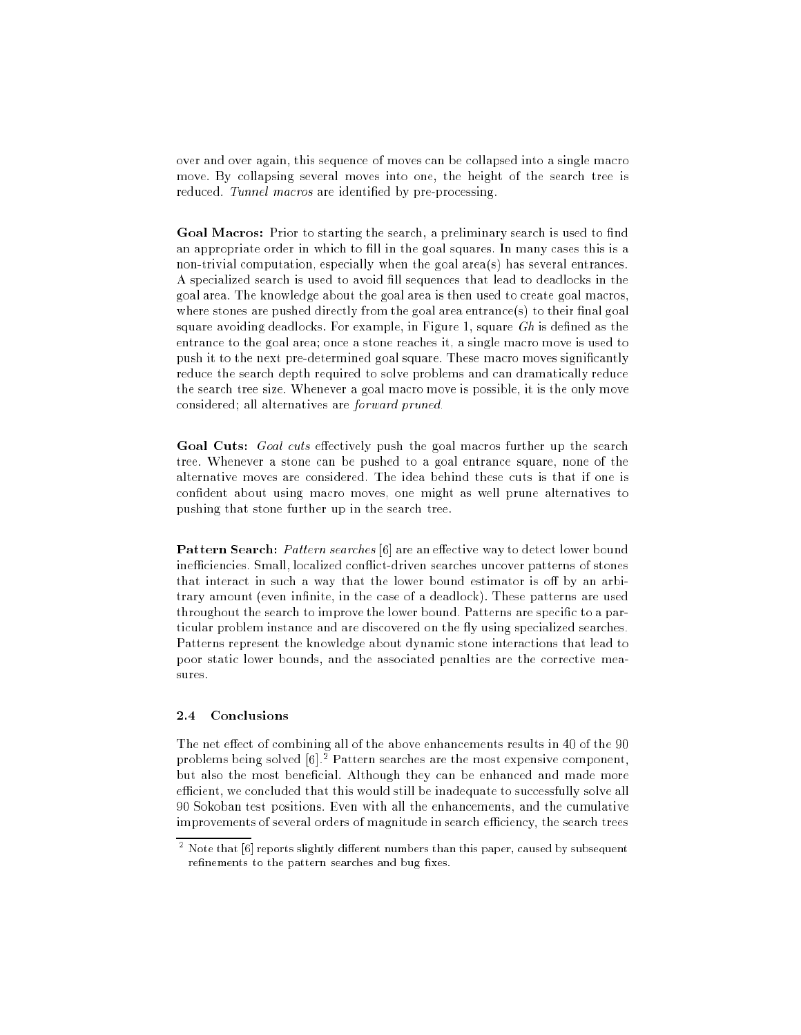over and over again, this sequence of moves can be collapsed into a single macro move. By collapsing several moves into one, the height of the search tree is reduced. *Tunnel macros* are identified by pre-processing.

**Goal Macros:** Prior to starting the search, a preliminary search is used to find an appropriate order in which to fill in the goal squares. In many cases this is a non-trivial computation, especially when the goal area(s) has several entrances. A specialized search is used to avoid fill sequences that lead to deadlocks in the goal area. The knowledge about the goal area is then used to create goal macros, where stones are pushed directly from the goal area entrance(s) to their final goal square avoiding deadlocks. For example, in Figure 1, square *Gh* is defined as the entrance to the goal area; once a stone reaches it, a single macro move is used to push it to the next pre-determined goal square. These macro moves significantly reduce the search depth required to solve problems and can dramatically reduce the search tree size. Whenever a goal macro move is possible, it is the only move considered; all alternatives are *forward pruned*.

**Goal Cuts:** *Goal cuts* effectively push the goal macros further up the search tree. Whenever a stone can be pushed to a goal entrance square, none of the alternative moves are considered. The idea behind these cuts is that if one is confident about using macro moves, one might as well prune alternatives to pushing that stone further up in the search tree.

**Pattern Search:** *Pattern searches* [6] are an effective way to detect lower bound inefficiencies. Small, localized conflict-driven searches uncover patterns of stones that interact in such a way that the lower bound estimator is off by an arbitrary amount (even infinite, in the case of a deadlock). These patterns are used throughout the search to improve the lower bound. Patterns are specific to a particular problem instance and are discovered on the fly using specialized searches. Patterns represent the knowledge about dynamic stone interactions that lead to poor static lower bounds, and the associated penalties are the corrective measures.

### 2.4 Conclusions

The net effect of combining all of the above enhancements results in 40 of the 90 problems being solved [6].[2] Pattern searches are the most expensive component, but also the most beneficial. Although they can be enhanced and made more efficient, we concluded that this would still be inadequate to successfully solve all 90 Sokoban test positions. Even with all the enhancements, and the cumulative improvements of several orders of magnitude in search efficiency, the search trees

[2] Note that [6] reports slightly different numbers than this paper, caused by subsequent refinements to the pattern searches and bug fixes.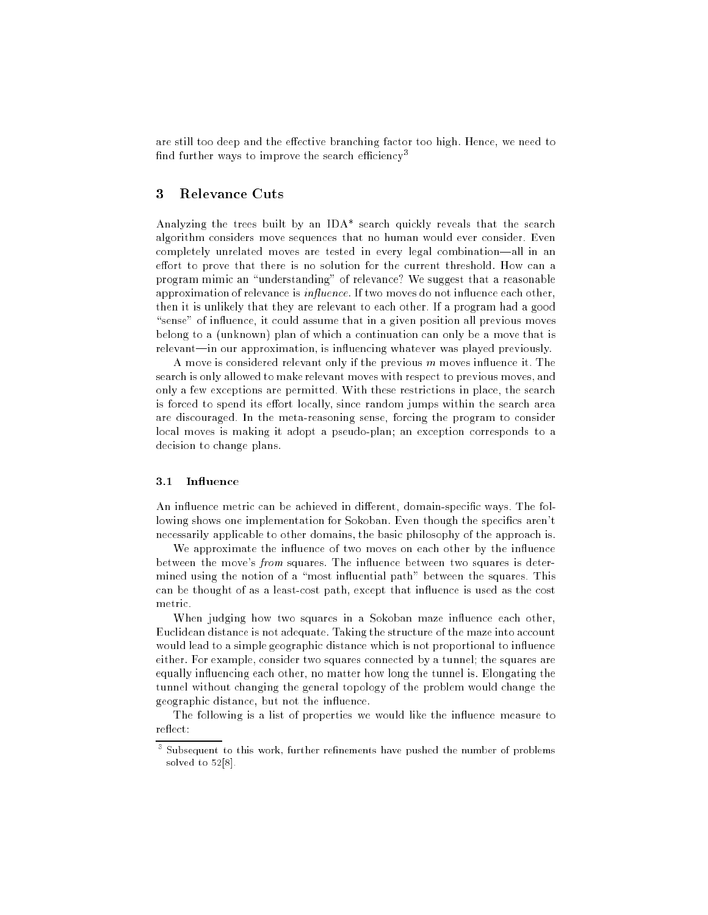are still too deep and the effective branching factor too high. Hence, we need to find further ways to improve the search efficiency[3]

## 3 Relevance Cuts

Analyzing the trees built by an IDA* search quickly reveals that the search algorithm considers move sequences that no human would ever consider. Even completely unrelated moves are tested in every legal combination—all in an effort to prove that there is no solution for the current threshold. How can a program mimic an "understanding" of relevance? We suggest that a reasonable approximation of relevance is *influence*. If two moves do not influence each other, then it is unlikely that they are relevant to each other. If a program had a good "sense" of influence, it could assume that in a given position all previous moves belong to a (unknown) plan of which a continuation can only be a move that is relevant—in our approximation, is influencing whatever was played previously.

A move is considered relevant only if the previous $m$ moves influence it. The search is only allowed to make relevant moves with respect to previous moves, and only a few exceptions are permitted. With these restrictions in place, the search is forced to spend its effort locally, since random jumps within the search area are discouraged. In the meta-reasoning sense, forcing the program to consider local moves is making it adopt a pseudo-plan; an exception corresponds to a decision to change plans.

### 3.1 Influence

An influence metric can be achieved in different, domain-specific ways. The following shows one implementation for Sokoban. Even though the specifics aren't necessarily applicable to other domains, the basic philosophy of the approach is.

We approximate the influence of two moves on each other by the influence between the move's *from* squares. The influence between two squares is determined using the notion of a "most influential path" between the squares. This can be thought of as a least-cost path, except that influence is used as the cost metric.

When judging how two squares in a Sokoban maze influence each other, Euclidean distance is not adequate. Taking the structure of the maze into account would lead to a simple geographic distance which is not proportional to influence either. For example, consider two squares connected by a tunnel; the squares are equally influencing each other, no matter how long the tunnel is. Elongating the tunnel without changing the general topology of the problem would change the geographic distance, but not the influence.

The following is a list of properties we would like the influence measure to reflect:

---

[3] Subsequent to this work, further refinements have pushed the number of problems solved to 52[8].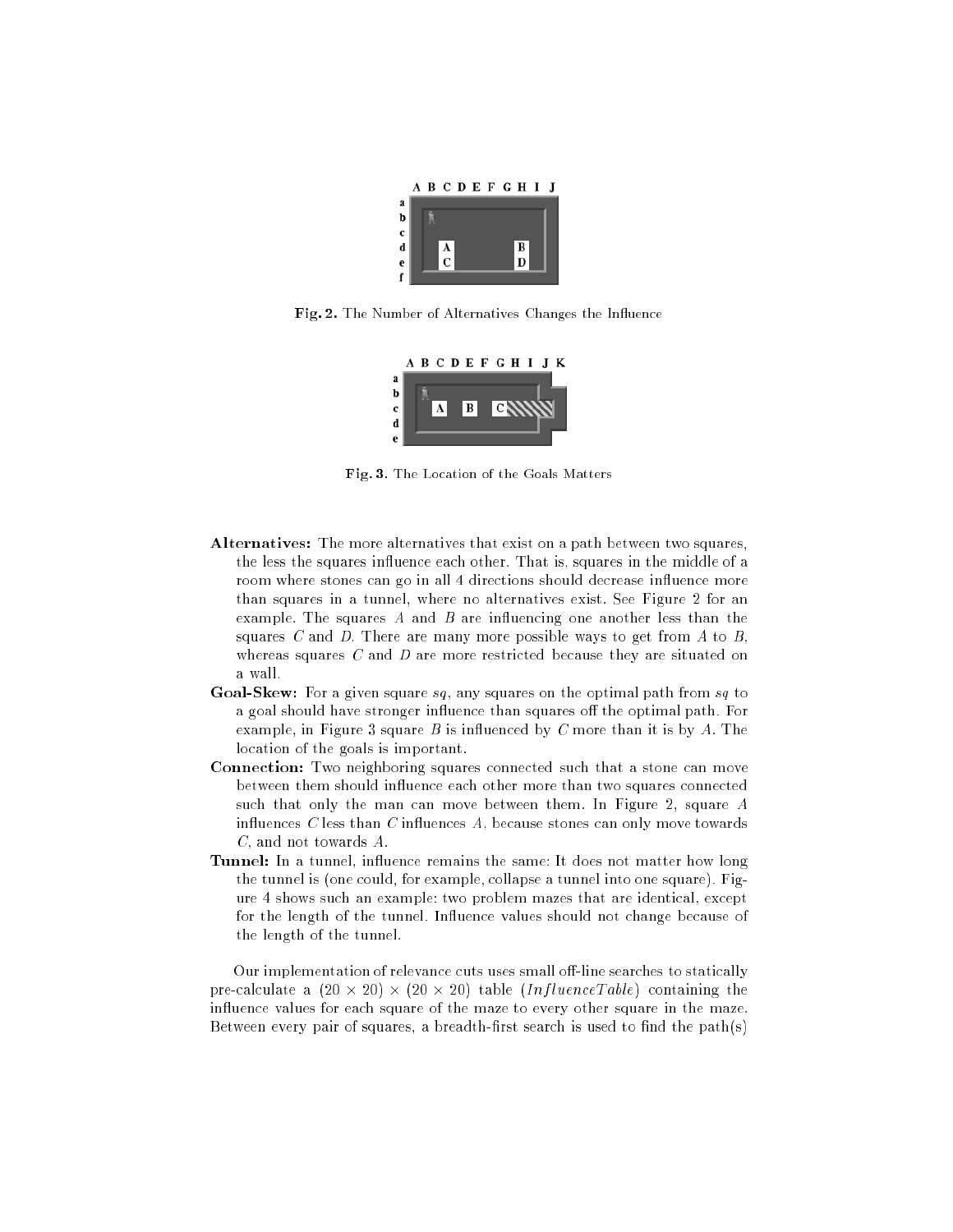Fig. 2. The Number of Alternatives Changes the Influence

Fig. 3. The Location of the Goals Matters

- **Alternatives:** The more alternatives that exist on a path between two squares, the less the squares influence each other. That is, squares in the middle of a room where stones can go in all 4 directions should decrease influence more than squares in a tunnel, where no alternatives exist. See Figure 2 for an example. The squares *A* and *B* are influencing one another less than the squares *C* and *D*. There are many more possible ways to get from *A* to *B*, whereas squares *C* and *D* are more restricted because they are situated on a wall.
- **Goal-Skew:** For a given square *sq*, any squares on the optimal path from *sq* to a goal should have stronger influence than squares off the optimal path. For example, in Figure 3 square *B* is influenced by *C* more than it is by *A*. The location of the goals is important.
- **Connection:** Two neighboring squares connected such that a stone can move between them should influence each other more than two squares connected such that only the man can move between them. In Figure 2, square *A* influences *C* less than *C* influences *A*, because stones can only move towards *C*, and not towards *A*.
- **Tunnel:** In a tunnel, influence remains the same: It does not matter how long the tunnel is (one could, for example, collapse a tunnel into one square). Figure 4 shows such an example: two problem mazes that are identical, except for the length of the tunnel. Influence values should not change because of the length of the tunnel.

Our implementation of relevance cuts uses small off-line searches to statically pre-calculate a $(20 \times 20) \times (20 \times 20)$ table (*InfluenceTable*) containing the influence values for each square of the maze to every other square in the maze. Between every pair of squares, a breadth-first search is used to find the path(s)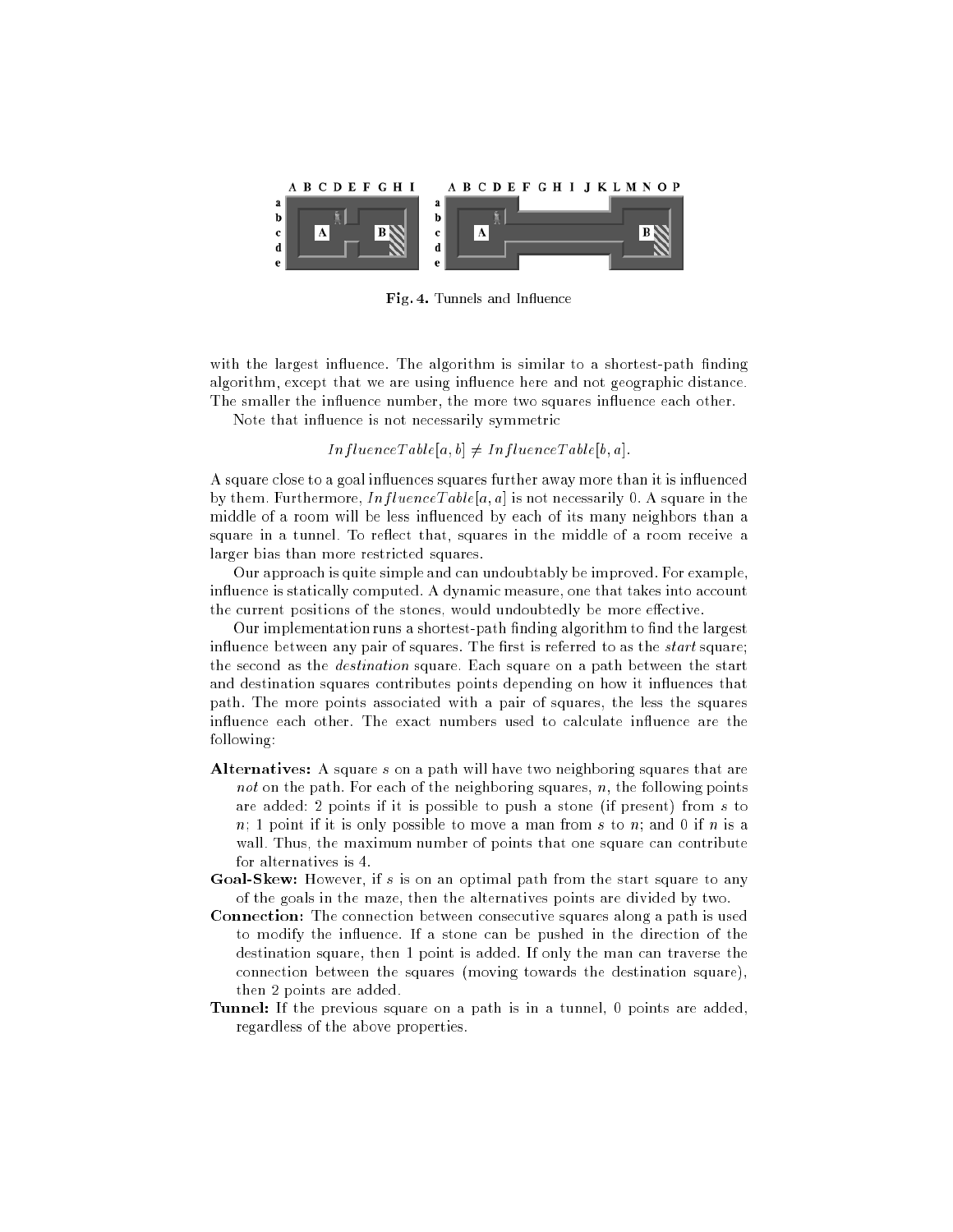Fig. 4. Tunnels and Influence

with the largest influence. The algorithm is similar to a shortest-path finding algorithm, except that we are using influence here and not geographic distance. The smaller the influence number, the more two squares influence each other.

Note that influence is not necessarily symmetric

$$InfluenceTable[a, b] \neq InfluenceTable[b, a].$$

A square close to a goal influences squares further away more than it is influenced by them. Furthermore, $InfluenceTable[a, a]$ is not necessarily 0. A square in the middle of a room will be less influenced by each of its many neighbors than a square in a tunnel. To reflect that, squares in the middle of a room receive a larger bias than more restricted squares.

Our approach is quite simple and can undoubtably be improved. For example, influence is statically computed. A dynamic measure, one that takes into account the current positions of the stones, would undoubtedly be more effective.

Our implementation runs a shortest-path finding algorithm to find the largest influence between any pair of squares. The first is referred to as the *start* square; the second as the *destination* square. Each square on a path between the start and destination squares contributes points depending on how it influences that path. The more points associated with a pair of squares, the less the squares influence each other. The exact numbers used to calculate influence are the following:

**Alternatives:** A square $s$ on a path will have two neighboring squares that are *not* on the path. For each of the neighboring squares, $n$, the following points are added: 2 points if it is possible to push a stone (if present) from $s$ to $n$; 1 point if it is only possible to move a man from $s$ to $n$; and 0 if $n$ is a wall. Thus, the maximum number of points that one square can contribute for alternatives is 4.

**Goal-Skew:** However, if $s$ is on an optimal path from the start square to any of the goals in the maze, then the alternatives points are divided by two.

**Connection:** The connection between consecutive squares along a path is used to modify the influence. If a stone can be pushed in the direction of the destination square, then 1 point is added. If only the man can traverse the connection between the squares (moving towards the destination square), then 2 points are added.

**Tunnel:** If the previous square on a path is in a tunnel, 0 points are added, regardless of the above properties.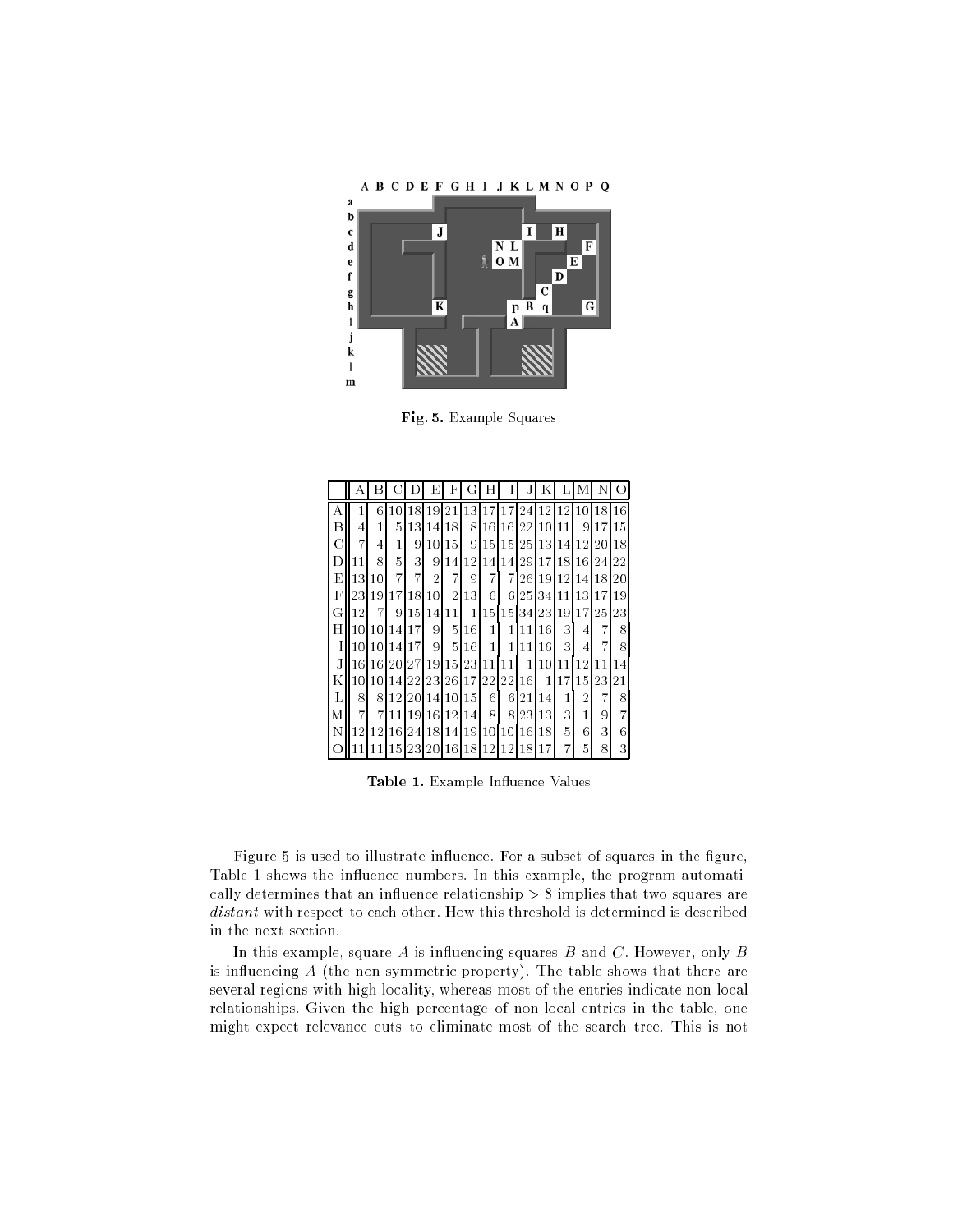Fig. 5. Example Squares

| | A | B | C | D | E | F | G | H | I | J | K | L | M | N | O |
|---|---|---|---|---|---|---|---|---|---|---|---|---|---|---|---|
| A | 1 | 6 | 10 | 18 | 19 | 21 | 13 | 17 | 17 | 24 | 12 | 12 | 10 | 18 | 16 |
| B | 4 | 1 | 5 | 13 | 14 | 18 | 8 | 16 | 16 | 22 | 10 | 11 | 9 | 17 | 15 |
| C | 7 | 4 | 1 | 9 | 10 | 15 | 9 | 15 | 15 | 25 | 13 | 14 | 12 | 20 | 18 |
| D | 11 | 8 | 5 | 3 | 9 | 14 | 12 | 14 | 14 | 29 | 17 | 18 | 16 | 24 | 22 |
| E | 13 | 10 | 7 | 7 | 2 | 7 | 9 | 7 | 7 | 26 | 19 | 12 | 14 | 18 | 20 |
| F | 23 | 19 | 17 | 18 | 10 | 2 | 13 | 6 | 6 | 25 | 34 | 11 | 13 | 17 | 19 |
| G | 12 | 7 | 9 | 15 | 14 | 11 | 1 | 15 | 15 | 34 | 23 | 19 | 17 | 25 | 23 |
| H | 10 | 10 | 14 | 17 | 9 | 5 | 16 | 1 | 1 | 11 | 16 | 3 | 4 | 7 | 8 |
| I | 10 | 10 | 14 | 17 | 9 | 5 | 16 | 1 | 1 | 11 | 16 | 3 | 4 | 7 | 8 |
| J | 16 | 16 | 20 | 27 | 19 | 15 | 23 | 11 | 11 | 1 | 10 | 11 | 12 | 11 | 14 |
| K | 10 | 10 | 14 | 22 | 23 | 26 | 17 | 22 | 22 | 16 | 1 | 17 | 15 | 23 | 21 |
| L | 8 | 8 | 12 | 20 | 14 | 10 | 15 | 6 | 6 | 21 | 14 | 1 | 2 | 7 | 8 |
| M | 7 | 7 | 11 | 19 | 16 | 12 | 14 | 8 | 8 | 23 | 13 | 3 | 1 | 9 | 7 |
| N | 12 | 12 | 16 | 24 | 18 | 14 | 19 | 10 | 10 | 16 | 18 | 5 | 6 | 3 | 6 |
| O | 11 | 11 | 15 | 23 | 20 | 16 | 18 | 12 | 12 | 18 | 17 | 7 | 5 | 8 | 3 |

**Table 1.** Example Influence Values

Figure 5 is used to illustrate influence. For a subset of squares in the figure, Table 1 shows the influence numbers. In this example, the program automatically determines that an influence relationship $> 8$ implies that two squares are *distant* with respect to each other. How this threshold is determined is described in the next section.

In this example, square $A$ is influencing squares $B$ and $C$. However, only $B$ is influencing $A$ (the non-symmetric property). The table shows that there are several regions with high locality, whereas most of the entries indicate non-local relationships. Given the high percentage of non-local entries in the table, one might expect relevance cuts to eliminate most of the search tree. This is not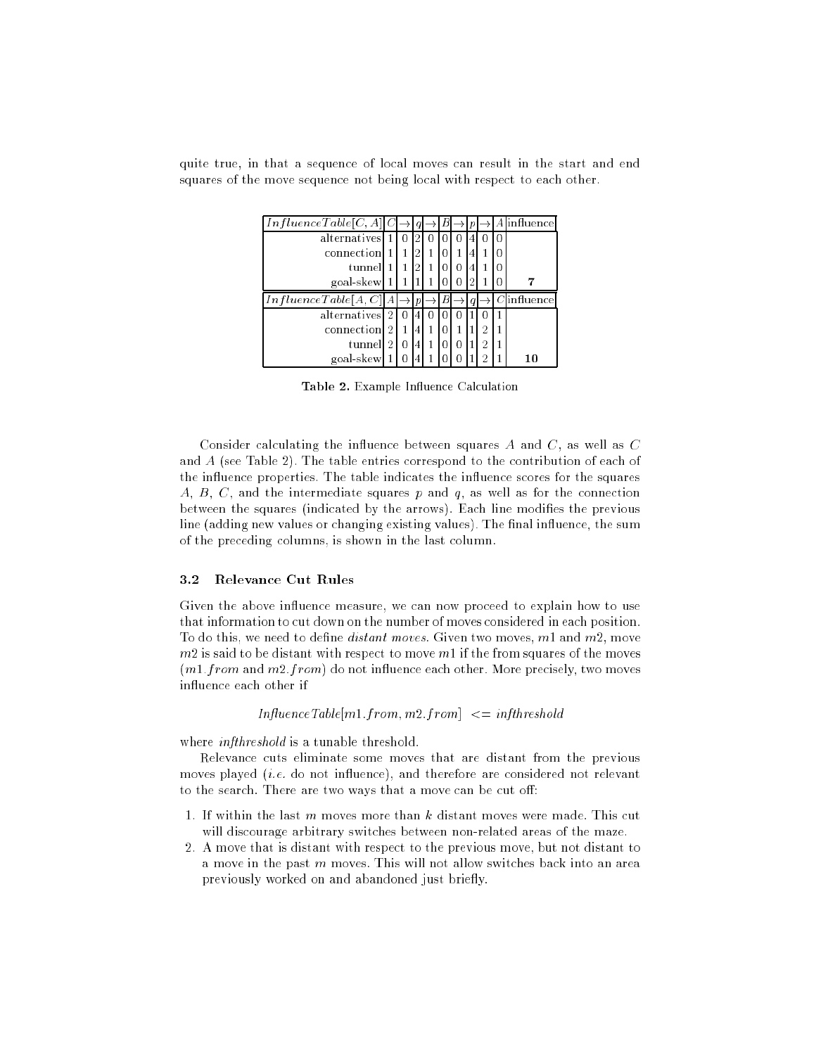quite true, in that a sequence of local moves can result in the start and end squares of the move sequence not being local with respect to each other.

| $InfluenceTable[C, A]$ | $C$ | $\rightarrow$ | $q$ | $\rightarrow$ | $B$ | $\rightarrow$ | $p$ | $\rightarrow$ | $A$ | influence |
|---|---|---|---|---|---|---|---|---|---|---|
| alternatives | 1 | 0 | 2 | 0 | 0 | 0 | 4 | 0 | 0 | |
| connection | 1 | 1 | 2 | 1 | 0 | 1 | 4 | 1 | 0 | |
| tunnel | 1 | 1 | 2 | 1 | 0 | 0 | 4 | 1 | 0 | |
| goal-skew | 1 | 1 | 1 | 1 | 0 | 0 | 2 | 1 | 0 | **7** |
| $InfluenceTable[A, C]$ | $A$ | $\rightarrow$ | $p$ | $\rightarrow$ | $B$ | $\rightarrow$ | $q$ | $\rightarrow$ | $C$ | influence |
| alternatives | 2 | 0 | 4 | 0 | 0 | 0 | 1 | 0 | 1 | |
| connection | 2 | 1 | 4 | 1 | 0 | 1 | 1 | 2 | 1 | |
| tunnel | 2 | 0 | 4 | 1 | 0 | 0 | 1 | 2 | 1 | |
| goal-skew | 1 | 0 | 4 | 1 | 0 | 0 | 1 | 2 | 1 | **10** |

**Table 2.** Example Influence Calculation

Consider calculating the influence between squares $A$ and $C$, as well as $C$ and $A$ (see Table 2). The table entries correspond to the contribution of each of the influence properties. The table indicates the influence scores for the squares $A$, $B$, $C$, and the intermediate squares $p$ and $q$, as well as for the connection between the squares (indicated by the arrows). Each line modifies the previous line (adding new values or changing existing values). The final influence, the sum of the preceding columns, is shown in the last column.

### 3.2 Relevance Cut Rules

Given the above influence measure, we can now proceed to explain how to use that information to cut down on the number of moves considered in each position. To do this, we need to define *distant moves*. Given two moves, $m1$ and $m2$, move $m2$ is said to be distant with respect to move $m1$ if the from squares of the moves ($m1.from$ and $m2.from$) do not influence each other. More precisely, two moves influence each other if

$$InfluenceTable[m1.from, m2.from] \; <= \; infthreshold$$

where *infthreshold* is a tunable threshold.

Relevance cuts eliminate some moves that are distant from the previous moves played (*i.e.* do not influence), and therefore are considered not relevant to the search. There are two ways that a move can be cut off:

1. If within the last $m$ moves more than $k$ distant moves were made. This cut will discourage arbitrary switches between non-related areas of the maze.
2. A move that is distant with respect to the previous move, but not distant to a move in the past $m$ moves. This will not allow switches back into an area previously worked on and abandoned just briefly.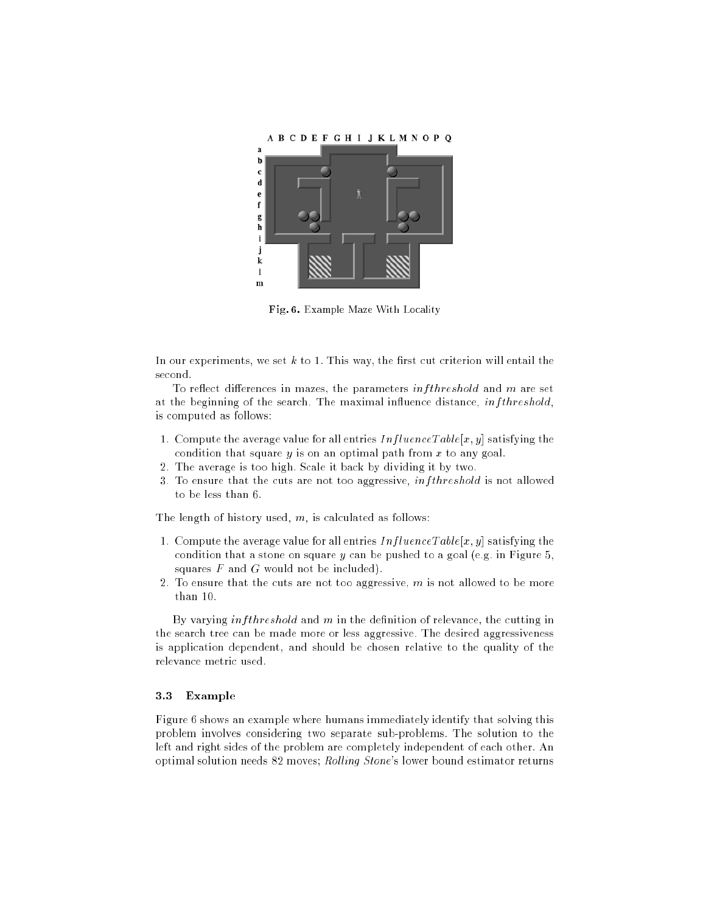Fig. 6. Example Maze With Locality

In our experiments, we set $k$ to 1. This way, the first cut criterion will entail the second.

To reflect differences in mazes, the parameters $infthreshold$ and $m$ are set at the beginning of the search. The maximal influence distance, $infthreshold$, is computed as follows:

1. Compute the average value for all entries $InfluenceTable[x, y]$ satisfying the condition that square $y$ is on an optimal path from $x$ to any goal.
2. The average is too high. Scale it back by dividing it by two.
3. To ensure that the cuts are not too aggressive, $infthreshold$ is not allowed to be less than 6.

The length of history used, $m$, is calculated as follows:

1. Compute the average value for all entries $InfluenceTable[x, y]$ satisfying the condition that a stone on square $y$ can be pushed to a goal (e.g. in Figure 5, squares $F$ and $G$ would not be included).
2. To ensure that the cuts are not too aggressive, $m$ is not allowed to be more than 10.

By varying $infthreshold$ and $m$ in the definition of relevance, the cutting in the search tree can be made more or less aggressive. The desired aggressiveness is application dependent, and should be chosen relative to the quality of the relevance metric used.

### 3.3 Example

Figure 6 shows an example where humans immediately identify that solving this problem involves considering two separate sub-problems. The solution to the left and right sides of the problem are completely independent of each other. An optimal solution needs 82 moves; *Rolling Stone*'s lower bound estimator returns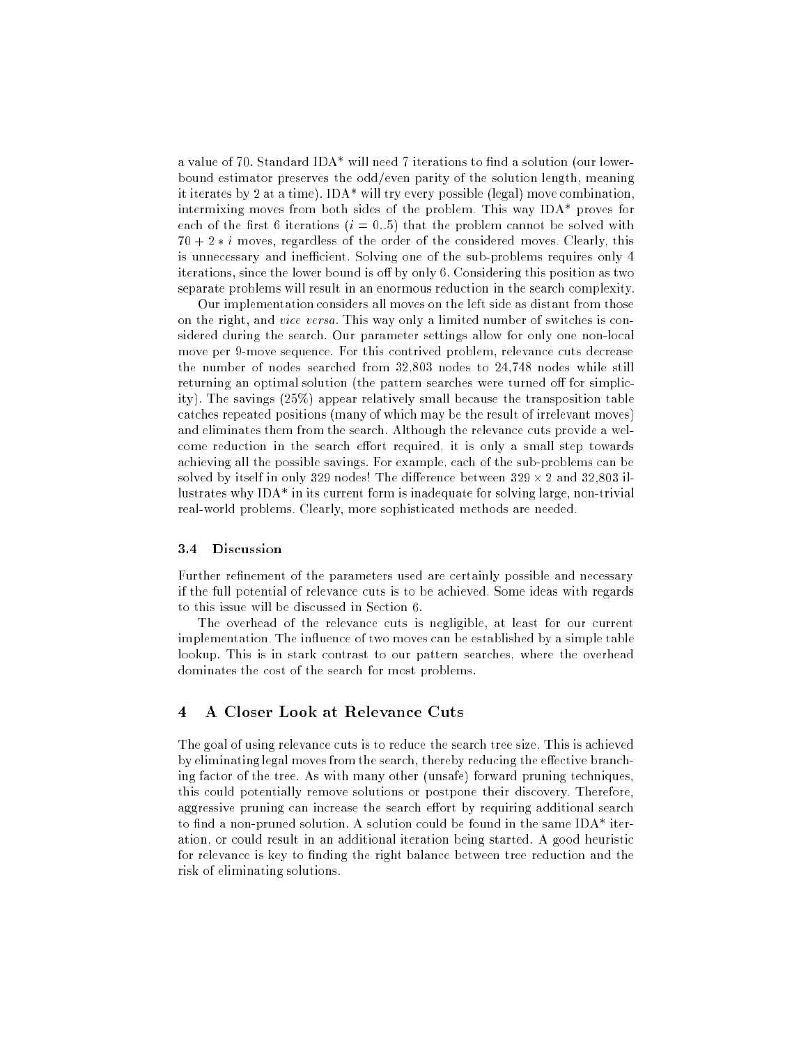a value of 70. Standard IDA* will need 7 iterations to find a solution (our lower-bound estimator preserves the odd/even parity of the solution length, meaning it iterates by 2 at a time). IDA* will try every possible (legal) move combination, intermixing moves from both sides of the problem. This way IDA* proves for each of the first 6 iterations ($i = 0..5$) that the problem cannot be solved with $70 + 2 * i$ moves, regardless of the order of the considered moves. Clearly, this is unnecessary and inefficient. Solving one of the sub-problems requires only 4 iterations, since the lower bound is off by only 6. Considering this position as two separate problems will result in an enormous reduction in the search complexity.

Our implementation considers all moves on the left side as distant from those on the right, and *vice versa*. This way only a limited number of switches is considered during the search. Our parameter settings allow for only one non-local move per 9-move sequence. For this contrived problem, relevance cuts decrease the number of nodes searched from 32,803 nodes to 24,748 nodes while still returning an optimal solution (the pattern searches were turned off for simplicity). The savings (25%) appear relatively small because the transposition table catches repeated positions (many of which may be the result of irrelevant moves) and eliminates them from the search. Although the relevance cuts provide a welcome reduction in the search effort required, it is only a small step towards achieving all the possible savings. For example, each of the sub-problems can be solved by itself in only 329 nodes! The difference between $329 \times 2$ and 32,803 illustrates why IDA* in its current form is inadequate for solving large, non-trivial real-world problems. Clearly, more sophisticated methods are needed.

### 3.4 Discussion

Further refinement of the parameters used are certainly possible and necessary if the full potential of relevance cuts is to be achieved. Some ideas with regards to this issue will be discussed in Section 6.

The overhead of the relevance cuts is negligible, at least for our current implementation. The influence of two moves can be established by a simple table lookup. This is in stark contrast to our pattern searches, where the overhead dominates the cost of the search for most problems.

## 4 A Closer Look at Relevance Cuts

The goal of using relevance cuts is to reduce the search tree size. This is achieved by eliminating legal moves from the search, thereby reducing the effective branching factor of the tree. As with many other (unsafe) forward pruning techniques, this could potentially remove solutions or postpone their discovery. Therefore, aggressive pruning can increase the search effort by requiring additional search to find a non-pruned solution. A solution could be found in the same IDA* iteration, or could result in an additional iteration being started. A good heuristic for relevance is key to finding the right balance between tree reduction and the risk of eliminating solutions.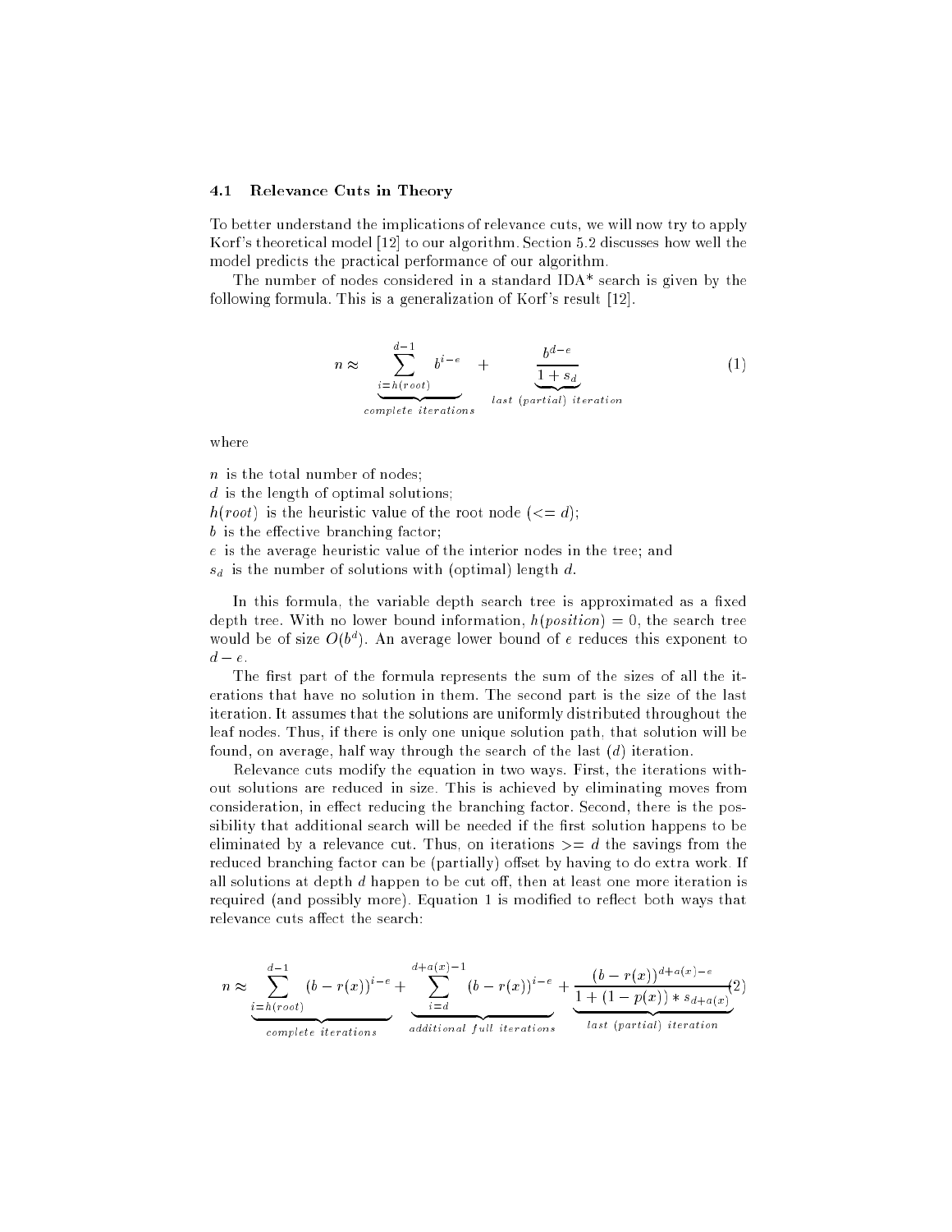### 4.1 Relevance Cuts in Theory

To better understand the implications of relevance cuts, we will now try to apply Korf's theoretical model [12] to our algorithm. Section 5.2 discusses how well the model predicts the practical performance of our algorithm.

The number of nodes considered in a standard IDA* search is given by the following formula. This is a generalization of Korf's result [12].

$$n \approx \underbrace{\sum_{i=h(root)}^{d-1} b^{i-e}}_{complete\ iterations} + \underbrace{\frac{b^{d-e}}{1+s_d}}_{last\ (partial)\ iteration} \tag{1}$$

where

$n$ is the total number of nodes;
$d$ is the length of optimal solutions;
$h(root)$ is the heuristic value of the root node ($<= d$);
$b$ is the effective branching factor;
$e$ is the average heuristic value of the interior nodes in the tree; and
$s_d$ is the number of solutions with (optimal) length $d$.

In this formula, the variable depth search tree is approximated as a fixed depth tree. With no lower bound information, $h(position) = 0$, the search tree would be of size $O(b^d)$. An average lower bound of $e$ reduces this exponent to $d - e$.

The first part of the formula represents the sum of the sizes of all the iterations that have no solution in them. The second part is the size of the last iteration. It assumes that the solutions are uniformly distributed throughout the leaf nodes. Thus, if there is only one unique solution path, that solution will be found, on average, half way through the search of the last ($d$) iteration.

Relevance cuts modify the equation in two ways. First, the iterations without solutions are reduced in size. This is achieved by eliminating moves from consideration, in effect reducing the branching factor. Second, there is the possibility that additional search will be needed if the first solution happens to be eliminated by a relevance cut. Thus, on iterations $>= d$ the savings from the reduced branching factor can be (partially) offset by having to do extra work. If all solutions at depth $d$ happen to be cut off, then at least one more iteration is required (and possibly more). Equation 1 is modified to reflect both ways that relevance cuts affect the search:

$$n \approx \underbrace{\sum_{i=h(root)}^{d-1} (b-r(x))^{i-e}}_{complete\ iterations} + \underbrace{\sum_{i=d}^{d+a(x)-1} (b-r(x))^{i-e}}_{additional\ full\ iterations} + \underbrace{\frac{(b-r(x))^{d+a(x)-e}}{1+(1-p(x)) * s_{d+a(x)}}}_{last\ (partial)\ iteration} \tag{2}$$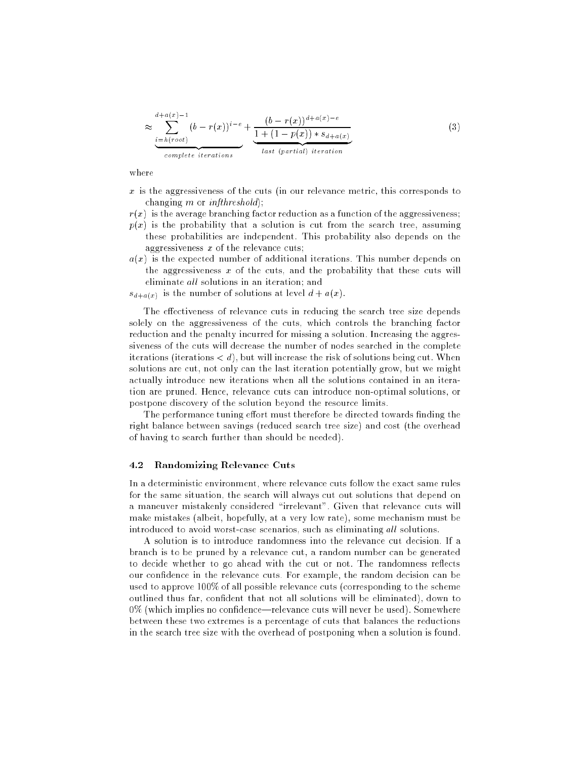$$\approx \underbrace{\sum_{i=h(root)}^{d+a(x)-1} (b-r(x))^{i-e}}_{complete\ iterations} + \underbrace{\frac{(b-r(x))^{d+a(x)-e}}{1+(1-p(x))*s_{d+a(x)}}}_{last\ (partial)\ iteration} \tag{3}$$

where

- $x$ is the aggressiveness of the cuts (in our relevance metric, this corresponds to changing $m$ or *infthreshold*);
- $r(x)$ is the average branching factor reduction as a function of the aggressiveness;
- $p(x)$ is the probability that a solution is cut from the search tree, assuming these probabilities are independent. This probability also depends on the aggressiveness $x$ of the relevance cuts;
- $a(x)$ is the expected number of additional iterations. This number depends on the aggressiveness $x$ of the cuts, and the probability that these cuts will eliminate *all* solutions in an iteration; and
- $s_{d+a(x)}$ is the number of solutions at level $d + a(x)$.

The effectiveness of relevance cuts in reducing the search tree size depends solely on the aggressiveness of the cuts, which controls the branching factor reduction and the penalty incurred for missing a solution. Increasing the aggressiveness of the cuts will decrease the number of nodes searched in the complete iterations (iterations $< d$), but will increase the risk of solutions being cut. When solutions are cut, not only can the last iteration potentially grow, but we might actually introduce new iterations when all the solutions contained in an iteration are pruned. Hence, relevance cuts can introduce non-optimal solutions, or postpone discovery of the solution beyond the resource limits.

The performance tuning effort must therefore be directed towards finding the right balance between savings (reduced search tree size) and cost (the overhead of having to search further than should be needed).

### 4.2 Randomizing Relevance Cuts

In a deterministic environment, where relevance cuts follow the exact same rules for the same situation, the search will always cut out solutions that depend on a maneuver mistakenly considered "irrelevant". Given that relevance cuts will make mistakes (albeit, hopefully, at a very low rate), some mechanism must be introduced to avoid worst-case scenarios, such as eliminating *all* solutions.

A solution is to introduce randomness into the relevance cut decision. If a branch is to be pruned by a relevance cut, a random number can be generated to decide whether to go ahead with the cut or not. The randomness reflects our confidence in the relevance cuts. For example, the random decision can be used to approve 100% of all possible relevance cuts (corresponding to the scheme outlined thus far, confident that not all solutions will be eliminated), down to 0% (which implies no confidence—relevance cuts will never be used). Somewhere between these two extremes is a percentage of cuts that balances the reductions in the search tree size with the overhead of postponing when a solution is found.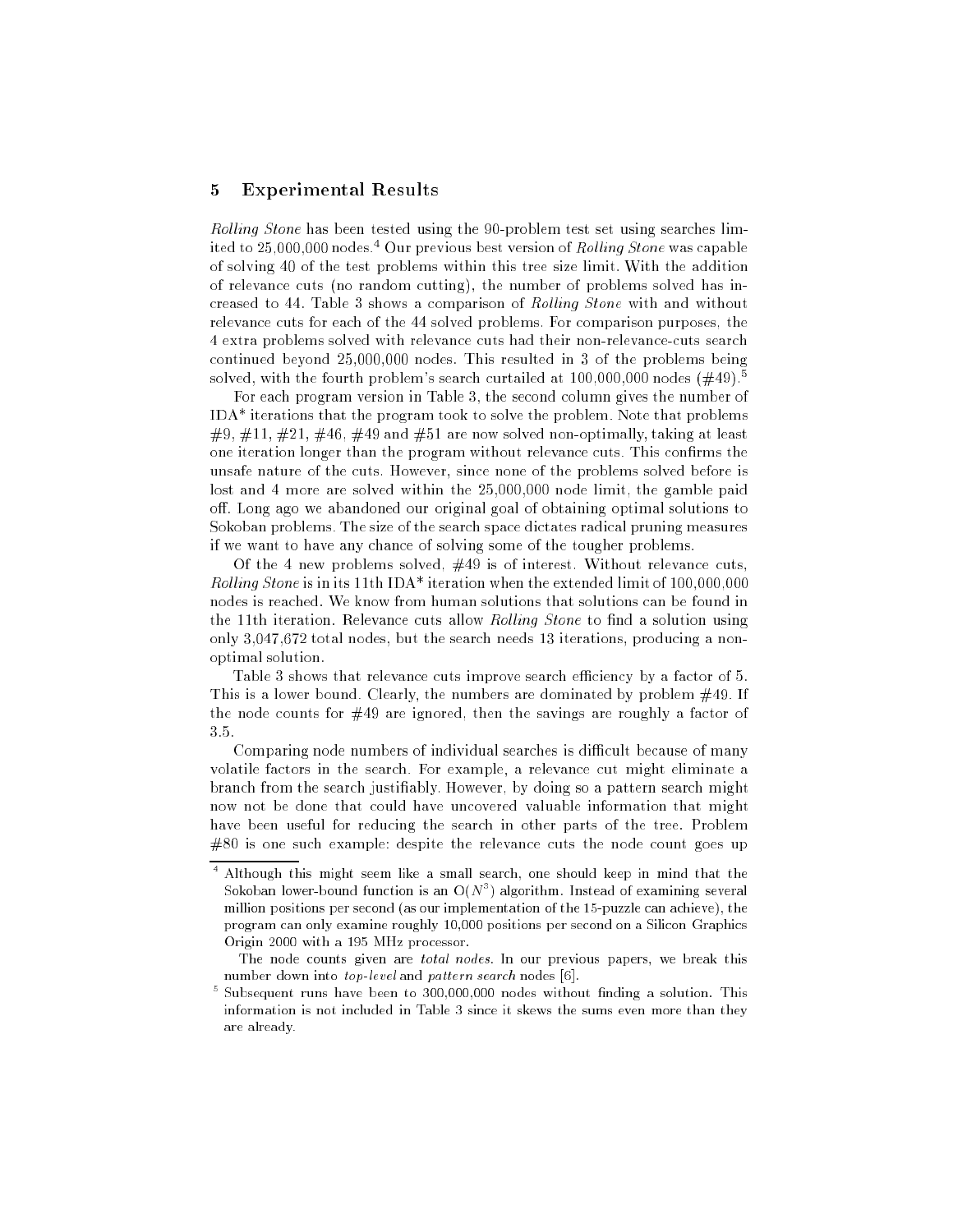## 5 Experimental Results

*Rolling Stone* has been tested using the 90-problem test set using searches limited to 25,000,000 nodes.[4] Our previous best version of *Rolling Stone* was capable of solving 40 of the test problems within this tree size limit. With the addition of relevance cuts (no random cutting), the number of problems solved has increased to 44. Table 3 shows a comparison of *Rolling Stone* with and without relevance cuts for each of the 44 solved problems. For comparison purposes, the 4 extra problems solved with relevance cuts had their non-relevance-cuts search continued beyond 25,000,000 nodes. This resulted in 3 of the problems being solved, with the fourth problem's search curtailed at 100,000,000 nodes (#49).[5]

For each program version in Table 3, the second column gives the number of IDA* iterations that the program took to solve the problem. Note that problems #9, #11, #21, #46, #49 and #51 are now solved non-optimally, taking at least one iteration longer than the program without relevance cuts. This confirms the unsafe nature of the cuts. However, since none of the problems solved before is lost and 4 more are solved within the 25,000,000 node limit, the gamble paid off. Long ago we abandoned our original goal of obtaining optimal solutions to Sokoban problems. The size of the search space dictates radical pruning measures if we want to have any chance of solving some of the tougher problems.

Of the 4 new problems solved, #49 is of interest. Without relevance cuts, *Rolling Stone* is in its 11th IDA* iteration when the extended limit of 100,000,000 nodes is reached. We know from human solutions that solutions can be found in the 11th iteration. Relevance cuts allow *Rolling Stone* to find a solution using only 3,047,672 total nodes, but the search needs 13 iterations, producing a non-optimal solution.

Table 3 shows that relevance cuts improve search efficiency by a factor of 5. This is a lower bound. Clearly, the numbers are dominated by problem #49. If the node counts for #49 are ignored, then the savings are roughly a factor of 3.5.

Comparing node numbers of individual searches is difficult because of many volatile factors in the search. For example, a relevance cut might eliminate a branch from the search justifiably. However, by doing so a pattern search might now not be done that could have uncovered valuable information that might have been useful for reducing the search in other parts of the tree. Problem #80 is one such example: despite the relevance cuts the node count goes up

---

[4] Although this might seem like a small search, one should keep in mind that the Sokoban lower-bound function is an $O(N^3)$ algorithm. Instead of examining several million positions per second (as our implementation of the 15-puzzle can achieve), the program can only examine roughly 10,000 positions per second on a Silicon Graphics Origin 2000 with a 195 MHz processor.

The node counts given are *total nodes*. In our previous papers, we break this number down into *top-level* and *pattern search* nodes [6].

[5] Subsequent runs have been to 300,000,000 nodes without finding a solution. This information is not included in Table 3 since it skews the sums even more than they are already.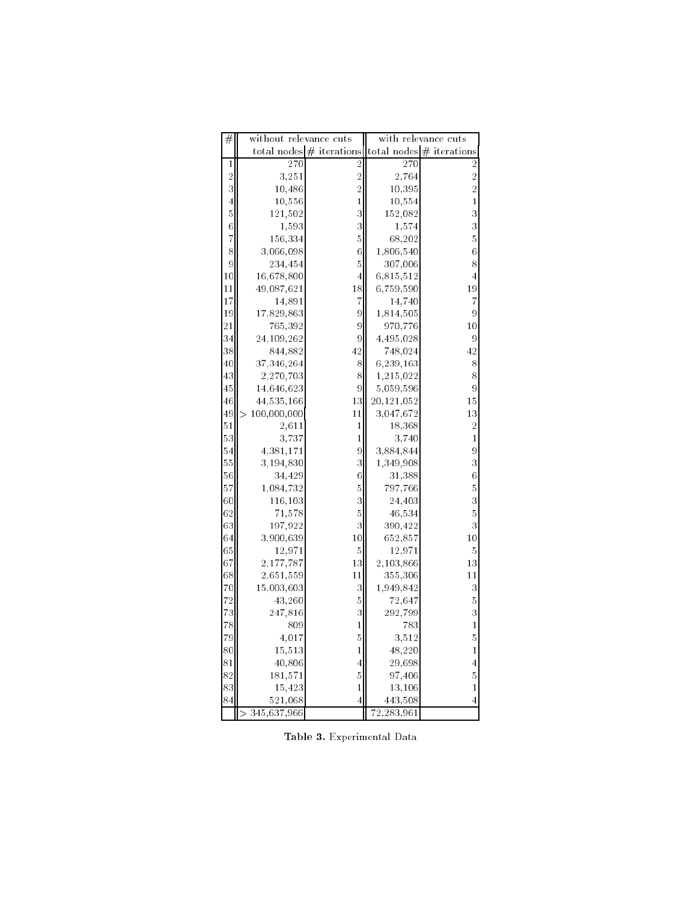| # | without relevance cuts | | with relevance cuts | |
|---|---|---|---|---|
| | total nodes | # iterations | total nodes | # iterations |
| 1 | 270 | 2 | 270 | 2 |
| 2 | 3,251 | 2 | 2,764 | 2 |
| 3 | 10,486 | 2 | 10,395 | 2 |
| 4 | 10,556 | 1 | 10,554 | 1 |
| 5 | 121,502 | 3 | 152,082 | 3 |
| 6 | 1,593 | 3 | 1,574 | 3 |
| 7 | 156,334 | 5 | 68,202 | 5 |
| 8 | 3,066,098 | 6 | 1,806,540 | 6 |
| 9 | 234,454 | 5 | 307,006 | 8 |
| 10 | 16,678,800 | 4 | 6,815,512 | 4 |
| 11 | 49,087,621 | 18 | 6,759,590 | 19 |
| 17 | 14,891 | 7 | 14,740 | 7 |
| 19 | 17,829,863 | 9 | 1,814,505 | 9 |
| 21 | 765,392 | 9 | 970,776 | 10 |
| 34 | 24,109,262 | 9 | 4,495,028 | 9 |
| 38 | 844,882 | 42 | 748,024 | 42 |
| 40 | 37,346,264 | 8 | 6,239,163 | 8 |
| 43 | 2,270,703 | 8 | 1,215,022 | 8 |
| 45 | 14,646,623 | 9 | 5,059,596 | 9 |
| 46 | 44,535,166 | 13 | 20,121,052 | 15 |
| 49 | > 100,000,000 | 11 | 3,047,672 | 13 |
| 51 | 2,611 | 1 | 18,368 | 2 |
| 53 | 3,737 | 1 | 3,740 | 1 |
| 54 | 4,381,171 | 9 | 3,884,844 | 9 |
| 55 | 3,194,830 | 3 | 1,349,908 | 3 |
| 56 | 34,429 | 6 | 31,388 | 6 |
| 57 | 1,084,732 | 5 | 797,766 | 5 |
| 60 | 116,103 | 3 | 24,403 | 3 |
| 62 | 71,578 | 5 | 46,534 | 5 |
| 63 | 197,922 | 3 | 390,422 | 3 |
| 64 | 3,900,639 | 10 | 652,857 | 10 |
| 65 | 12,971 | 5 | 12,971 | 5 |
| 67 | 2,177,787 | 13 | 2,103,866 | 13 |
| 68 | 2,651,559 | 11 | 355,306 | 11 |
| 70 | 15,003,603 | 3 | 1,949,842 | 3 |
| 72 | 43,260 | 5 | 72,647 | 5 |
| 73 | 247,816 | 3 | 292,799 | 3 |
| 78 | 809 | 1 | 783 | 1 |
| 79 | 4,017 | 5 | 3,512 | 5 |
| 80 | 15,513 | 1 | 48,220 | 1 |
| 81 | 40,806 | 4 | 29,698 | 4 |
| 82 | 181,571 | 5 | 97,406 | 5 |
| 83 | 15,423 | 1 | 13,106 | 1 |
| 84 | 521,068 | 4 | 443,508 | 4 |
| | > 345,637,966 | | 72,283,961 | |

**Table 3.** Experimental Data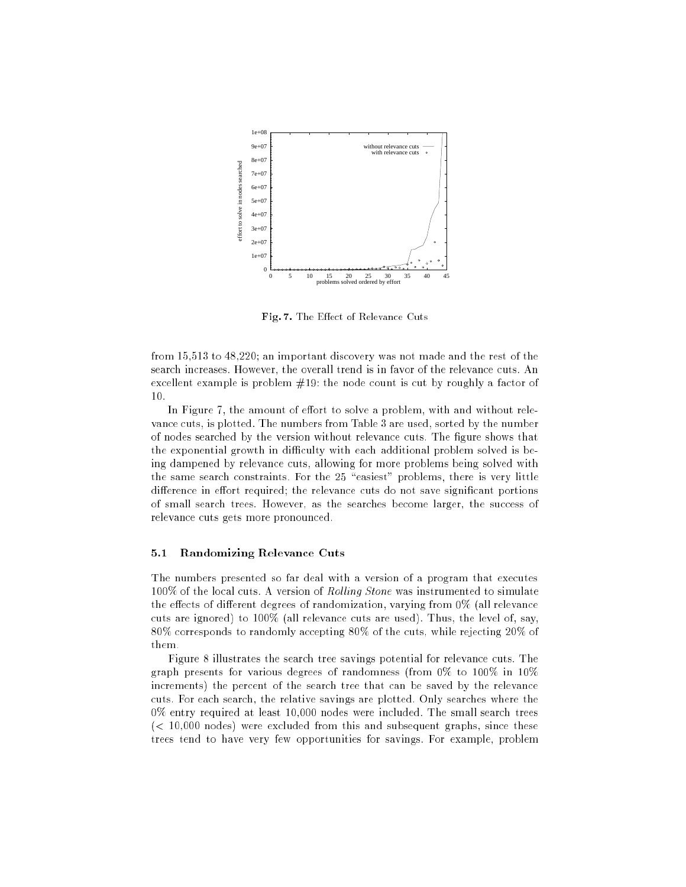**Fig. 7.** The Effect of Relevance Cuts

from 15,513 to 48,220; an important discovery was not made and the rest of the search increases. However, the overall trend is in favor of the relevance cuts. An excellent example is problem #19: the node count is cut by roughly a factor of 10.

In Figure 7, the amount of effort to solve a problem, with and without relevance cuts, is plotted. The numbers from Table 3 are used, sorted by the number of nodes searched by the version without relevance cuts. The figure shows that the exponential growth in difficulty with each additional problem solved is being dampened by relevance cuts, allowing for more problems being solved with the same search constraints. For the 25 "easiest" problems, there is very little difference in effort required; the relevance cuts do not save significant portions of small search trees. However, as the searches become larger, the success of relevance cuts gets more pronounced.

### 5.1 Randomizing Relevance Cuts

The numbers presented so far deal with a version of a program that executes 100% of the local cuts. A version of *Rolling Stone* was instrumented to simulate the effects of different degrees of randomization, varying from 0% (all relevance cuts are ignored) to 100% (all relevance cuts are used). Thus, the level of, say, 80% corresponds to randomly accepting 80% of the cuts, while rejecting 20% of them.

Figure 8 illustrates the search tree savings potential for relevance cuts. The graph presents for various degrees of randomness (from 0% to 100% in 10% increments) the percent of the search tree that can be saved by the relevance cuts. For each search, the relative savings are plotted. Only searches where the 0% entry required at least 10,000 nodes were included. The small search trees (< 10,000 nodes) were excluded from this and subsequent graphs, since these trees tend to have very few opportunities for savings. For example, problem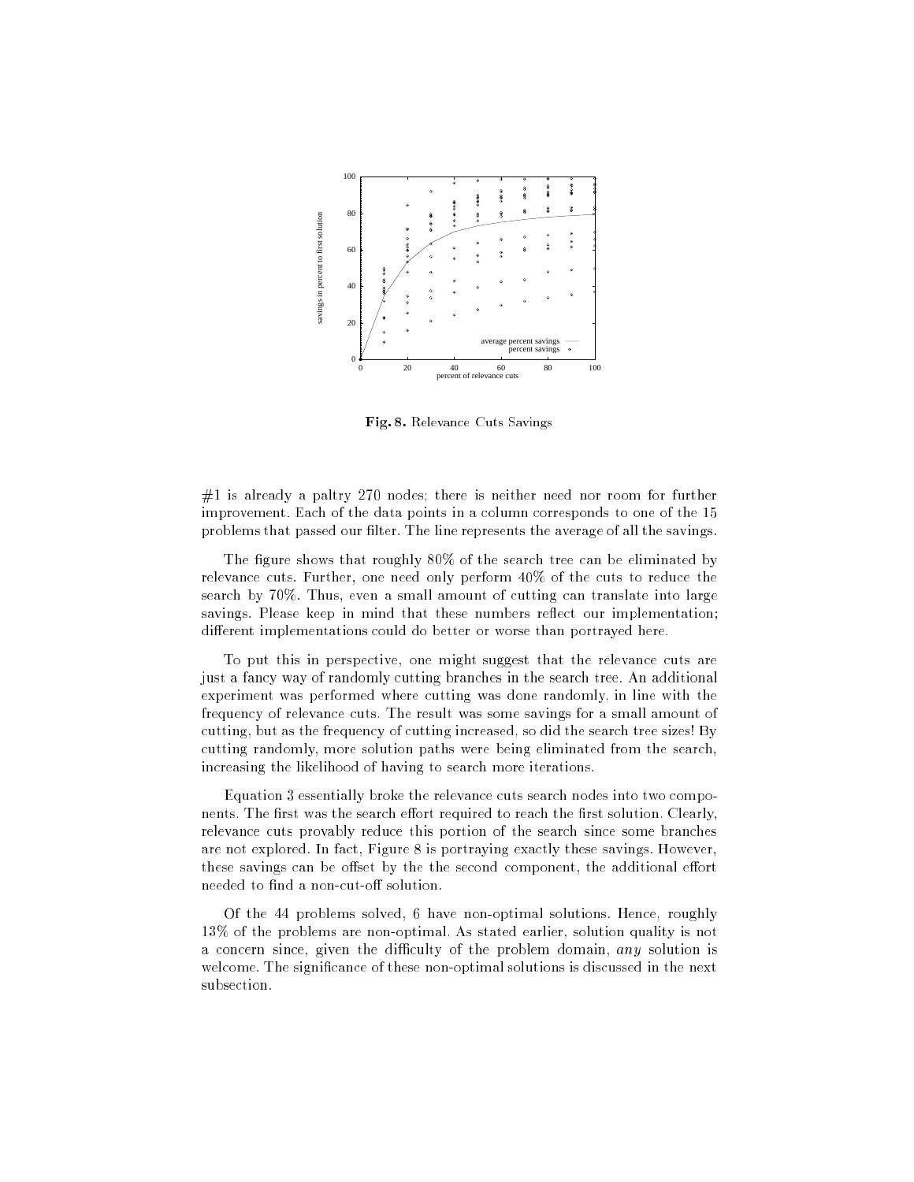Fig. 8. Relevance Cuts Savings

#1 is already a paltry 270 nodes; there is neither need nor room for further improvement. Each of the data points in a column corresponds to one of the 15 problems that passed our filter. The line represents the average of all the savings.

The figure shows that roughly 80% of the search tree can be eliminated by relevance cuts. Further, one need only perform 40% of the cuts to reduce the search by 70%. Thus, even a small amount of cutting can translate into large savings. Please keep in mind that these numbers reflect our implementation; different implementations could do better or worse than portrayed here.

To put this in perspective, one might suggest that the relevance cuts are just a fancy way of randomly cutting branches in the search tree. An additional experiment was performed where cutting was done randomly, in line with the frequency of relevance cuts. The result was some savings for a small amount of cutting, but as the frequency of cutting increased, so did the search tree sizes! By cutting randomly, more solution paths were being eliminated from the search, increasing the likelihood of having to search more iterations.

Equation 3 essentially broke the relevance cuts search nodes into two components. The first was the search effort required to reach the first solution. Clearly, relevance cuts provably reduce this portion of the search since some branches are not explored. In fact, Figure 8 is portraying exactly these savings. However, these savings can be offset by the the second component, the additional effort needed to find a non-cut-off solution.

Of the 44 problems solved, 6 have non-optimal solutions. Hence, roughly 13% of the problems are non-optimal. As stated earlier, solution quality is not a concern since, given the difficulty of the problem domain, *any* solution is welcome. The significance of these non-optimal solutions is discussed in the next subsection.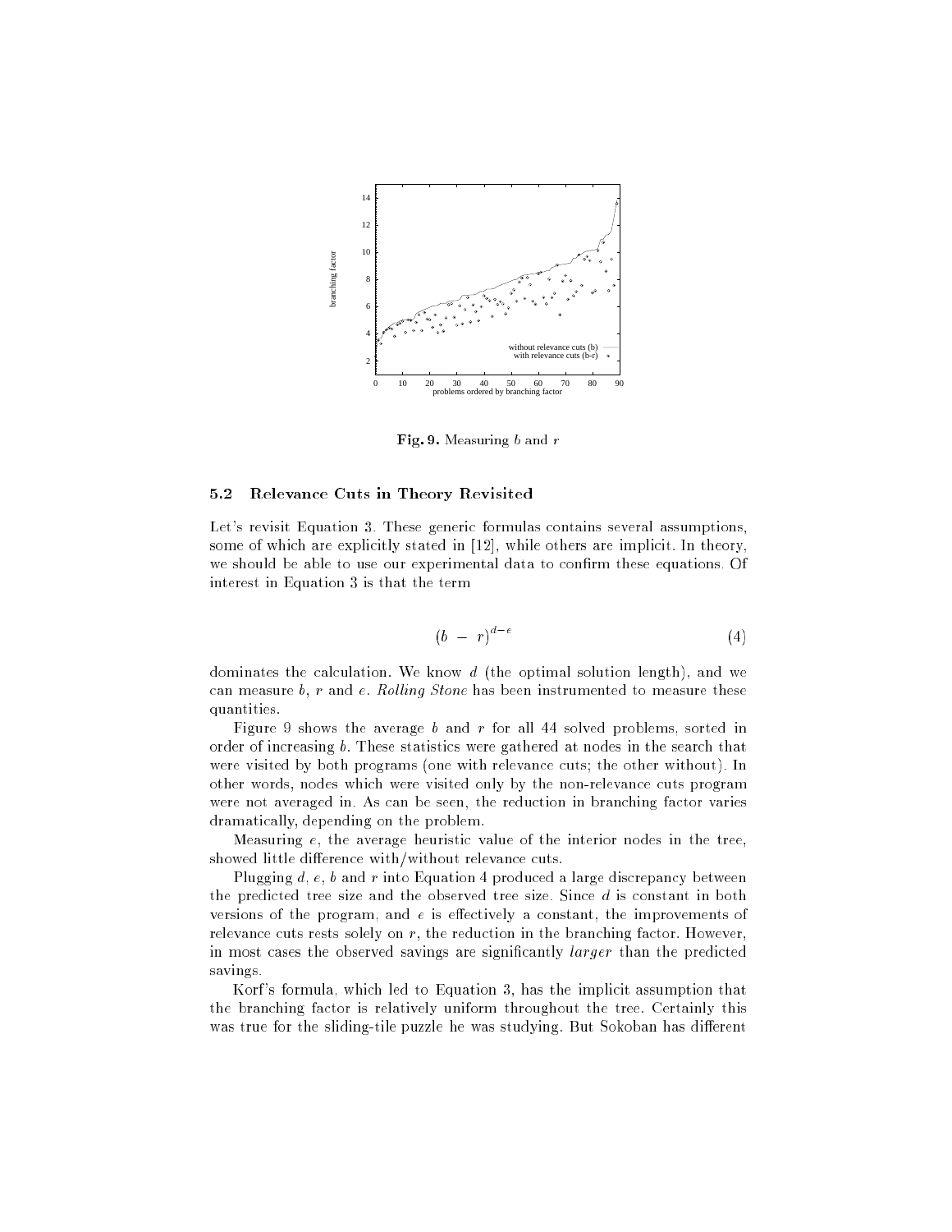**Fig. 9.** Measuring $b$ and $r$

### 5.2 Relevance Cuts in Theory Revisited

Let's revisit Equation 3. These generic formulas contains several assumptions, some of which are explicitly stated in [12], while others are implicit. In theory, we should be able to use our experimental data to confirm these equations. Of interest in Equation 3 is that the term

$$(b - r)^{d-e} \tag{4}$$

dominates the calculation. We know $d$ (the optimal solution length), and we can measure $b$, $r$ and $e$. *Rolling Stone* has been instrumented to measure these quantities.

Figure 9 shows the average $b$ and $r$ for all 44 solved problems, sorted in order of increasing $b$. These statistics were gathered at nodes in the search that were visited by both programs (one with relevance cuts; the other without). In other words, nodes which were visited only by the non-relevance cuts program were not averaged in. As can be seen, the reduction in branching factor varies dramatically, depending on the problem.

Measuring $e$, the average heuristic value of the interior nodes in the tree, showed little difference with/without relevance cuts.

Plugging $d$, $e$, $b$ and $r$ into Equation 4 produced a large discrepancy between the predicted tree size and the observed tree size. Since $d$ is constant in both versions of the program, and $e$ is effectively a constant, the improvements of relevance cuts rests solely on $r$, the reduction in the branching factor. However, in most cases the observed savings are significantly *larger* than the predicted savings.

Korf's formula, which led to Equation 3, has the implicit assumption that the branching factor is relatively uniform throughout the tree. Certainly this was true for the sliding-tile puzzle he was studying. But Sokoban has different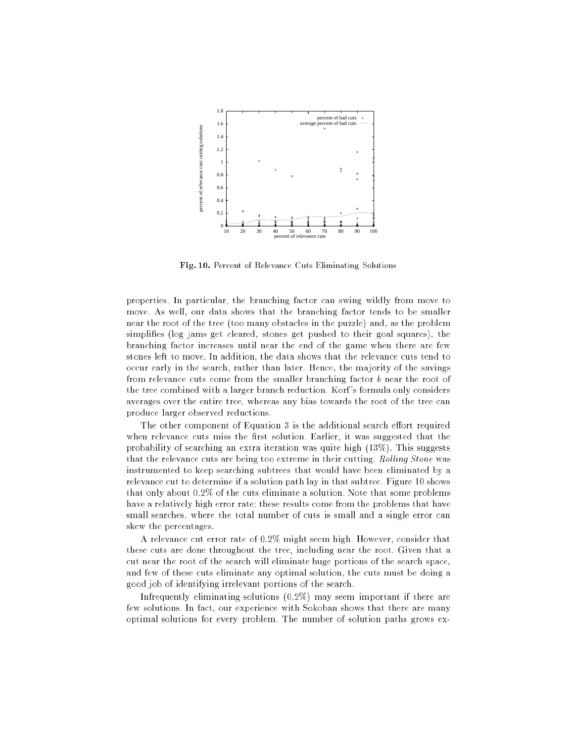**Fig. 10.** Percent of Relevance Cuts Eliminating Solutions

properties. In particular, the branching factor can swing wildly from move to move. As well, our data shows that the branching factor tends to be smaller near the root of the tree (too many obstacles in the puzzle) and, as the problem simplifies (log jams get cleared, stones get pushed to their goal squares), the branching factor increases until near the end of the game when there are few stones left to move. In addition, the data shows that the relevance cuts tend to occur early in the search, rather than later. Hence, the majority of the savings from relevance cuts come from the smaller branching factor $b$ near the root of the tree combined with a larger branch reduction. Korf's formula only considers averages over the entire tree, whereas any bias towards the root of the tree can produce larger observed reductions.

The other component of Equation 3 is the additional search effort required when relevance cuts miss the first solution. Earlier, it was suggested that the probability of searching an extra iteration was quite high (13%). This suggests that the relevance cuts are being too extreme in their cutting. *Rolling Stone* was instrumented to keep searching subtrees that would have been eliminated by a relevance cut to determine if a solution path lay in that subtree. Figure 10 shows that only about 0.2% of the cuts eliminate a solution. Note that some problems have a relatively high error rate; these results come from the problems that have small searches, where the total number of cuts is small and a single error can skew the percentages.

A relevance cut error rate of 0.2% might seem high. However, consider that these cuts are done throughout the tree, including near the root. Given that a cut near the root of the search will eliminate huge portions of the search space, and few of these cuts eliminate any optimal solution, the cuts must be doing a good job of identifying irrelevant portions of the search.

Infrequently eliminating solutions (0.2%) may seem important if there are few solutions. In fact, our experience with Sokoban shows that there are many optimal solutions for every problem. The number of solution paths grows ex-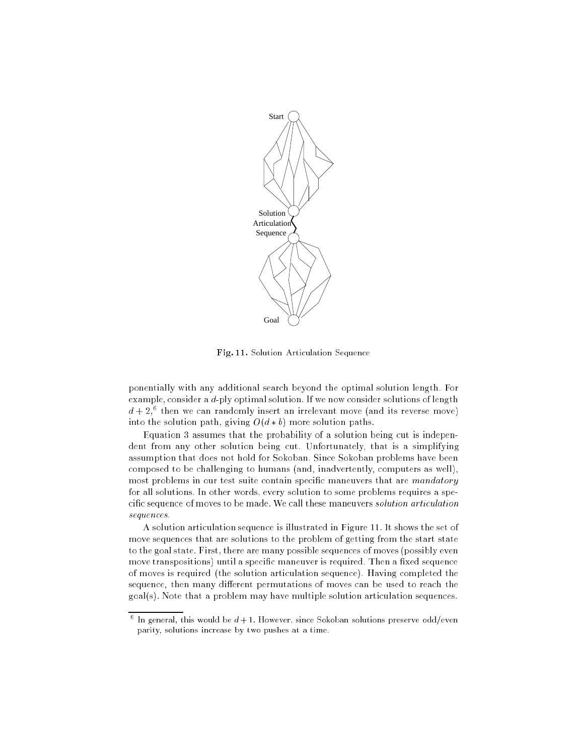Fig. 11. Solution Articulation Sequence

ponentially with any additional search beyond the optimal solution length. For example, consider a $d$-ply optimal solution. If we now consider solutions of length $d+2$,[6] then we can randomly insert an irrelevant move (and its reverse move) into the solution path, giving $O(d * b)$ more solution paths.

Equation 3 assumes that the probability of a solution being cut is independent from any other solution being cut. Unfortunately, that is a simplifying assumption that does not hold for Sokoban. Since Sokoban problems have been composed to be challenging to humans (and, inadvertently, computers as well), most problems in our test suite contain specific maneuvers that are *mandatory* for all solutions. In other words, every solution to some problems requires a specific sequence of moves to be made. We call these maneuvers *solution articulation sequences*.

A solution articulation sequence is illustrated in Figure 11. It shows the set of move sequences that are solutions to the problem of getting from the start state to the goal state. First, there are many possible sequences of moves (possibly even move transpositions) until a specific maneuver is required. Then a fixed sequence of moves is required (the solution articulation sequence). Having completed the sequence, then many different permutations of moves can be used to reach the goal(s). Note that a problem may have multiple solution articulation sequences.

[6] In general, this would be $d+1$. However, since Sokoban solutions preserve odd/even parity, solutions increase by two pushes at a time.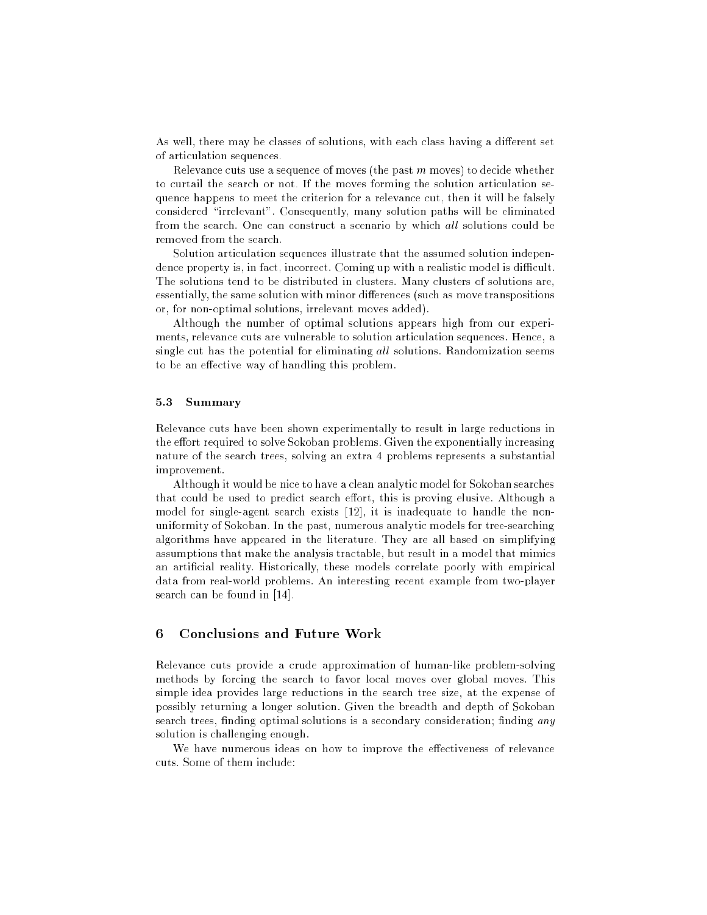As well, there may be classes of solutions, with each class having a different set of articulation sequences.

Relevance cuts use a sequence of moves (the past $m$ moves) to decide whether to curtail the search or not. If the moves forming the solution articulation sequence happens to meet the criterion for a relevance cut, then it will be falsely considered "irrelevant". Consequently, many solution paths will be eliminated from the search. One can construct a scenario by which *all* solutions could be removed from the search.

Solution articulation sequences illustrate that the assumed solution independence property is, in fact, incorrect. Coming up with a realistic model is difficult. The solutions tend to be distributed in clusters. Many clusters of solutions are, essentially, the same solution with minor differences (such as move transpositions or, for non-optimal solutions, irrelevant moves added).

Although the number of optimal solutions appears high from our experiments, relevance cuts are vulnerable to solution articulation sequences. Hence, a single cut has the potential for eliminating *all* solutions. Randomization seems to be an effective way of handling this problem.

### 5.3 Summary

Relevance cuts have been shown experimentally to result in large reductions in the effort required to solve Sokoban problems. Given the exponentially increasing nature of the search trees, solving an extra 4 problems represents a substantial improvement.

Although it would be nice to have a clean analytic model for Sokoban searches that could be used to predict search effort, this is proving elusive. Although a model for single-agent search exists [12], it is inadequate to handle the non-uniformity of Sokoban. In the past, numerous analytic models for tree-searching algorithms have appeared in the literature. They are all based on simplifying assumptions that make the analysis tractable, but result in a model that mimics an artificial reality. Historically, these models correlate poorly with empirical data from real-world problems. An interesting recent example from two-player search can be found in [14].

## 6 Conclusions and Future Work

Relevance cuts provide a crude approximation of human-like problem-solving methods by forcing the search to favor local moves over global moves. This simple idea provides large reductions in the search tree size, at the expense of possibly returning a longer solution. Given the breadth and depth of Sokoban search trees, finding optimal solutions is a secondary consideration; finding *any* solution is challenging enough.

We have numerous ideas on how to improve the effectiveness of relevance cuts. Some of them include: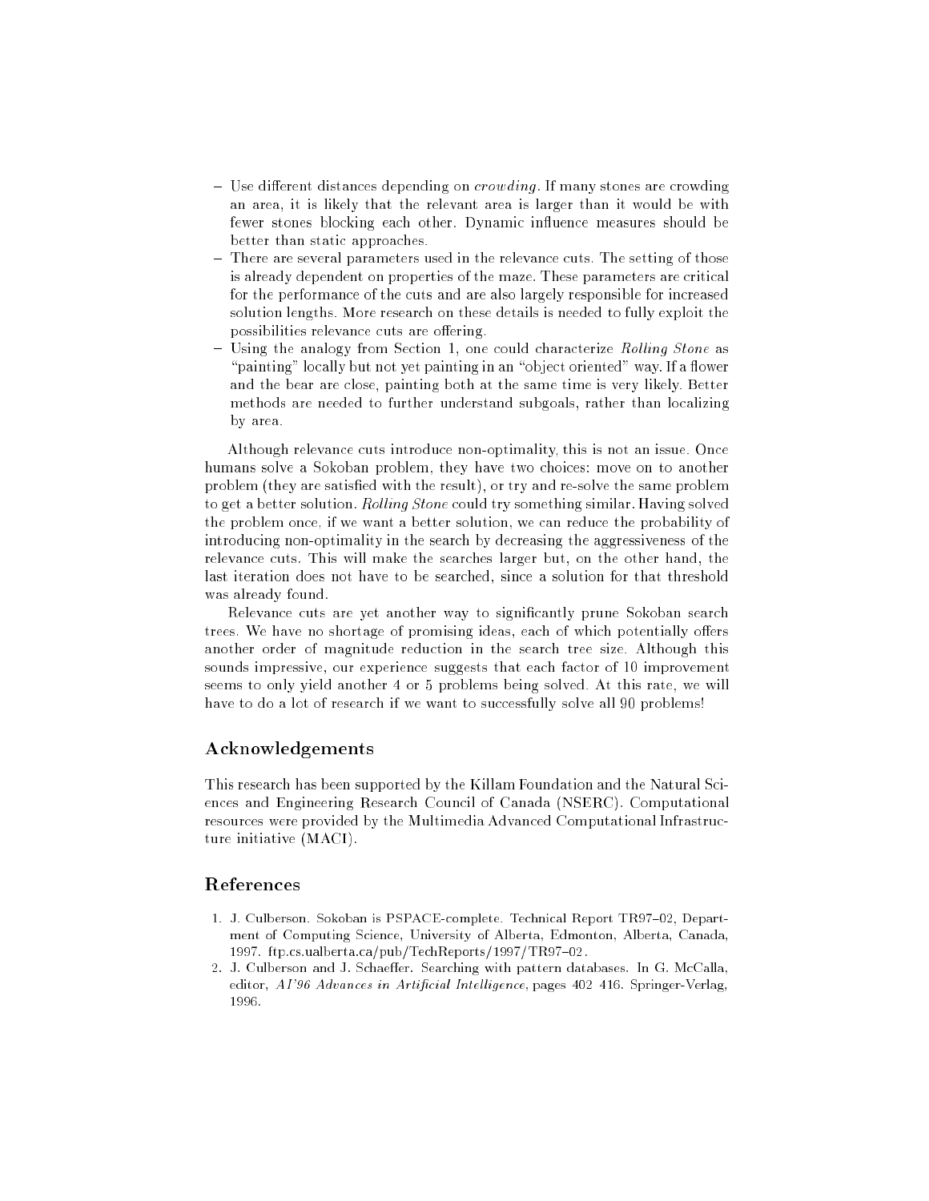- Use different distances depending on *crowding*. If many stones are crowding an area, it is likely that the relevant area is larger than it would be with fewer stones blocking each other. Dynamic influence measures should be better than static approaches.
- There are several parameters used in the relevance cuts. The setting of those is already dependent on properties of the maze. These parameters are critical for the performance of the cuts and are also largely responsible for increased solution lengths. More research on these details is needed to fully exploit the possibilities relevance cuts are offering.
- Using the analogy from Section 1, one could characterize *Rolling Stone* as "painting" locally but not yet painting in an "object oriented" way. If a flower and the bear are close, painting both at the same time is very likely. Better methods are needed to further understand subgoals, rather than localizing by area.

Although relevance cuts introduce non-optimality, this is not an issue. Once humans solve a Sokoban problem, they have two choices: move on to another problem (they are satisfied with the result), or try and re-solve the same problem to get a better solution. *Rolling Stone* could try something similar. Having solved the problem once, if we want a better solution, we can reduce the probability of introducing non-optimality in the search by decreasing the aggressiveness of the relevance cuts. This will make the searches larger but, on the other hand, the last iteration does not have to be searched, since a solution for that threshold was already found.

Relevance cuts are yet another way to significantly prune Sokoban search trees. We have no shortage of promising ideas, each of which potentially offers another order of magnitude reduction in the search tree size. Although this sounds impressive, our experience suggests that each factor of 10 improvement seems to only yield another 4 or 5 problems being solved. At this rate, we will have to do a lot of research if we want to successfully solve all 90 problems!

## Acknowledgements

This research has been supported by the Killam Foundation and the Natural Sciences and Engineering Research Council of Canada (NSERC). Computational resources were provided by the Multimedia Advanced Computational Infrastructure initiative (MACI).

## References

1. J. Culberson. Sokoban is PSPACE-complete. Technical Report TR97–02, Department of Computing Science, University of Alberta, Edmonton, Alberta, Canada, 1997. ftp.cs.ualberta.ca/pub/TechReports/1997/TR97–02.
2. J. Culberson and J. Schaeffer. Searching with pattern databases. In G. McCalla, editor, *AI'96 Advances in Artificial Intelligence*, pages 402–416. Springer-Verlag, 1996.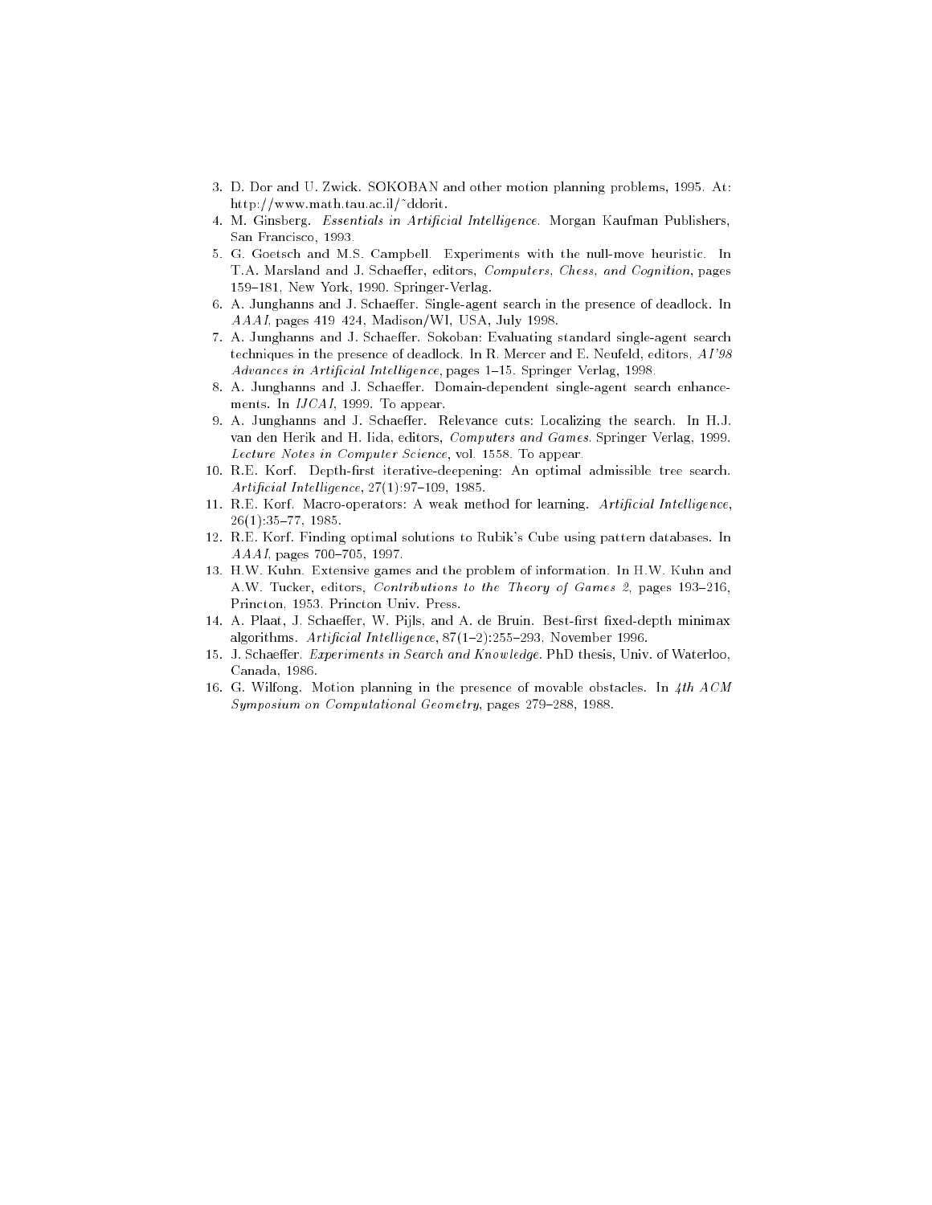3. D. Dor and U. Zwick. SOKOBAN and other motion planning problems, 1995. At: http://www.math.tau.ac.il/~ddorit.
4. M. Ginsberg. *Essentials in Artificial Intelligence*. Morgan Kaufman Publishers, San Francisco, 1993.
5. G. Goetsch and M.S. Campbell. Experiments with the null-move heuristic. In T.A. Marsland and J. Schaeffer, editors, *Computers, Chess, and Cognition*, pages 159–181, New York, 1990. Springer-Verlag.
6. A. Junghanns and J. Schaeffer. Single-agent search in the presence of deadlock. In *AAAI*, pages 419 424, Madison/WI, USA, July 1998.
7. A. Junghanns and J. Schaeffer. Sokoban: Evaluating standard single-agent search techniques in the presence of deadlock. In R. Mercer and E. Neufeld, editors, *AI'98 Advances in Artificial Intelligence*, pages 1–15. Springer Verlag, 1998.
8. A. Junghanns and J. Schaeffer. Domain-dependent single-agent search enhancements. In *IJCAI*, 1999. To appear.
9. A. Junghanns and J. Schaeffer. Relevance cuts: Localizing the search. In H.J. van den Herik and H. Iida, editors, *Computers and Games*. Springer Verlag, 1999. *Lecture Notes in Computer Science*, vol. 1558. To appear.
10. R.E. Korf. Depth-first iterative-deepening: An optimal admissible tree search. *Artificial Intelligence*, 27(1):97–109, 1985.
11. R.E. Korf. Macro-operators: A weak method for learning. *Artificial Intelligence*, 26(1):35–77, 1985.
12. R.E. Korf. Finding optimal solutions to Rubik's Cube using pattern databases. In *AAAI*, pages 700–705, 1997.
13. H.W. Kuhn. Extensive games and the problem of information. In H.W. Kuhn and A.W. Tucker, editors, *Contributions to the Theory of Games 2*, pages 193–216, Princton, 1953. Princton Univ. Press.
14. A. Plaat, J. Schaeffer, W. Pijls, and A. de Bruin. Best-first fixed-depth minimax algorithms. *Artificial Intelligence*, 87(1–2):255–293, November 1996.
15. J. Schaeffer. *Experiments in Search and Knowledge*. PhD thesis, Univ. of Waterloo, Canada, 1986.
16. G. Wilfong. Motion planning in the presence of movable obstacles. In *4th ACM Symposium on Computational Geometry*, pages 279–288, 1988.